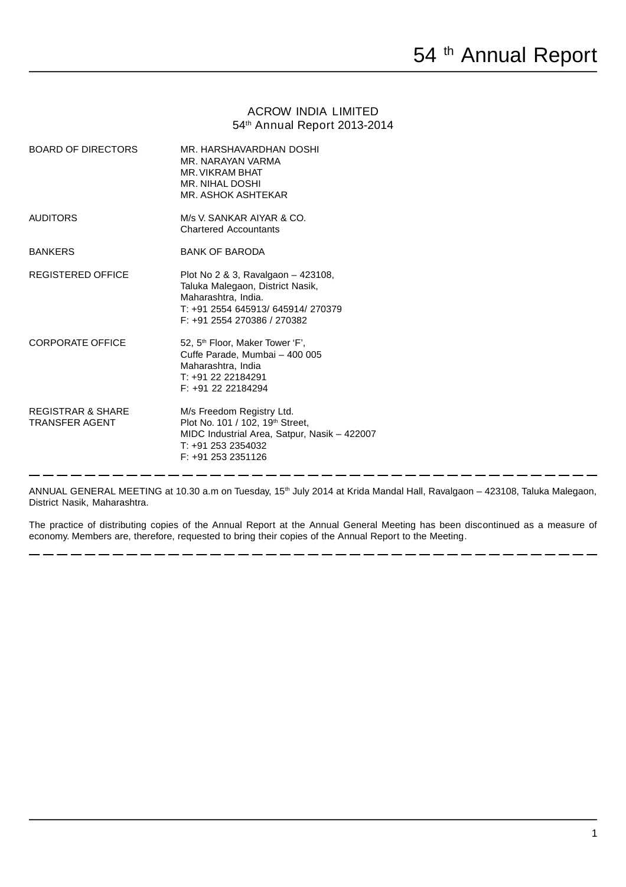# ACROW INDIA LIMITED

## 54th Annual Report 2013-2014

| | |
|---|---|
| BOARD OF DIRECTORS | MR. HARSHAVARDHAN DOSHI<br>MR. NARAYAN VARMA<br>MR. VIKRAM BHAT<br>MR. NIHAL DOSHI<br>MR. ASHOK ASHTEKAR |
| AUDITORS | M/s V. SANKAR AIYAR & CO.<br>Chartered Accountants |
| BANKERS | BANK OF BARODA |
| REGISTERED OFFICE | Plot No 2 & 3, Ravalgaon – 423108,<br>Taluka Malegaon, District Nasik,<br>Maharashtra, India.<br>T: +91 2554 645913/ 645914/ 270379<br>F: +91 2554 270386 / 270382 |
| CORPORATE OFFICE | 52, 5th Floor, Maker Tower 'F',<br>Cuffe Parade, Mumbai – 400 005<br>Maharashtra, India<br>T: +91 22 22184291<br>F: +91 22 22184294 |
| REGISTRAR & SHARE TRANSFER AGENT | M/s Freedom Registry Ltd.<br>Plot No. 101 / 102, 19th Street,<br>MIDC Industrial Area, Satpur, Nasik – 422007<br>T: +91 253 2354032<br>F: +91 253 2351126 |

---

ANNUAL GENERAL MEETING at 10.30 a.m on Tuesday, 15th July 2014 at Krida Mandal Hall, Ravalgaon – 423108, Taluka Malegaon, District Nasik, Maharashtra.

The practice of distributing copies of the Annual Report at the Annual General Meeting has been discontinued as a measure of economy. Members are, therefore, requested to bring their copies of the Annual Report to the Meeting.

---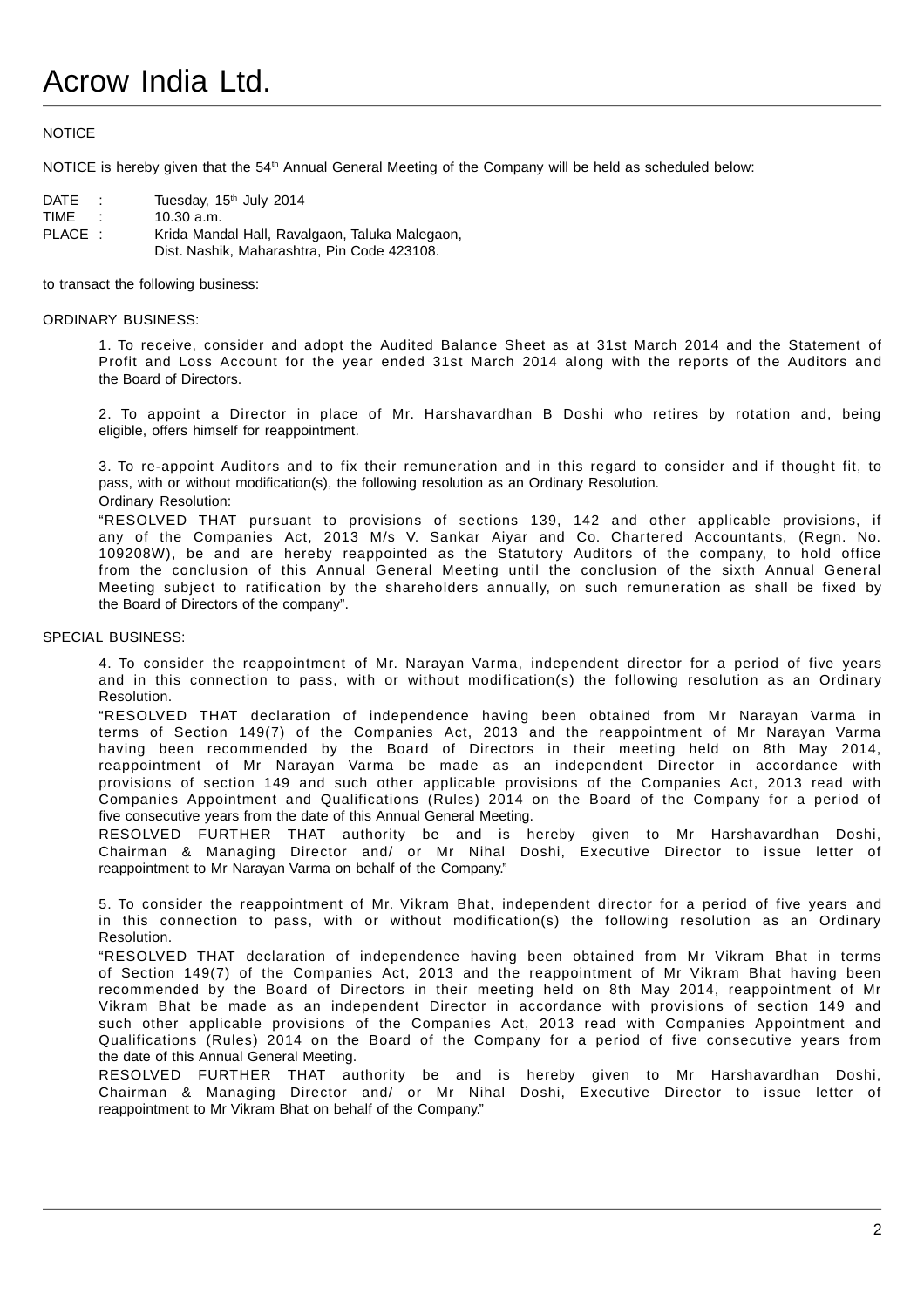# Acrow India Ltd.

NOTICE

NOTICE is hereby given that the 54th Annual General Meeting of the Company will be held as scheduled below:

DATE : Tuesday, 15th July 2014
TIME : 10.30 a.m.
PLACE : Krida Mandal Hall, Ravalgaon, Taluka Malegaon,
Dist. Nashik, Maharashtra, Pin Code 423108.

to transact the following business:

ORDINARY BUSINESS:

1. To receive, consider and adopt the Audited Balance Sheet as at 31st March 2014 and the Statement of Profit and Loss Account for the year ended 31st March 2014 along with the reports of the Auditors and the Board of Directors.

2. To appoint a Director in place of Mr. Harshavardhan B Doshi who retires by rotation and, being eligible, offers himself for reappointment.

3. To re-appoint Auditors and to fix their remuneration and in this regard to consider and if thought fit, to pass, with or without modification(s), the following resolution as an Ordinary Resolution.

Ordinary Resolution:

"RESOLVED THAT pursuant to provisions of sections 139, 142 and other applicable provisions, if any of the Companies Act, 2013 M/s V. Sankar Aiyar and Co. Chartered Accountants, (Regn. No. 109208W), be and are hereby reappointed as the Statutory Auditors of the company, to hold office from the conclusion of this Annual General Meeting until the conclusion of the sixth Annual General Meeting subject to ratification by the shareholders annually, on such remuneration as shall be fixed by the Board of Directors of the company".

SPECIAL BUSINESS:

4. To consider the reappointment of Mr. Narayan Varma, independent director for a period of five years and in this connection to pass, with or without modification(s) the following resolution as an Ordinary Resolution.

"RESOLVED THAT declaration of independence having been obtained from Mr Narayan Varma in terms of Section 149(7) of the Companies Act, 2013 and the reappointment of Mr Narayan Varma having been recommended by the Board of Directors in their meeting held on 8th May 2014, reappointment of Mr Narayan Varma be made as an independent Director in accordance with provisions of section 149 and such other applicable provisions of the Companies Act, 2013 read with Companies Appointment and Qualifications (Rules) 2014 on the Board of the Company for a period of five consecutive years from the date of this Annual General Meeting.

RESOLVED FURTHER THAT authority be and is hereby given to Mr Harshavardhan Doshi, Chairman & Managing Director and/ or Mr Nihal Doshi, Executive Director to issue letter of reappointment to Mr Narayan Varma on behalf of the Company."

5. To consider the reappointment of Mr. Vikram Bhat, independent director for a period of five years and in this connection to pass, with or without modification(s) the following resolution as an Ordinary Resolution.

"RESOLVED THAT declaration of independence having been obtained from Mr Vikram Bhat in terms of Section 149(7) of the Companies Act, 2013 and the reappointment of Mr Vikram Bhat having been recommended by the Board of Directors in their meeting held on 8th May 2014, reappointment of Mr Vikram Bhat be made as an independent Director in accordance with provisions of section 149 and such other applicable provisions of the Companies Act, 2013 read with Companies Appointment and Qualifications (Rules) 2014 on the Board of the Company for a period of five consecutive years from the date of this Annual General Meeting.

RESOLVED FURTHER THAT authority be and is hereby given to Mr Harshavardhan Doshi, Chairman & Managing Director and/ or Mr Nihal Doshi, Executive Director to issue letter of reappointment to Mr Vikram Bhat on behalf of the Company."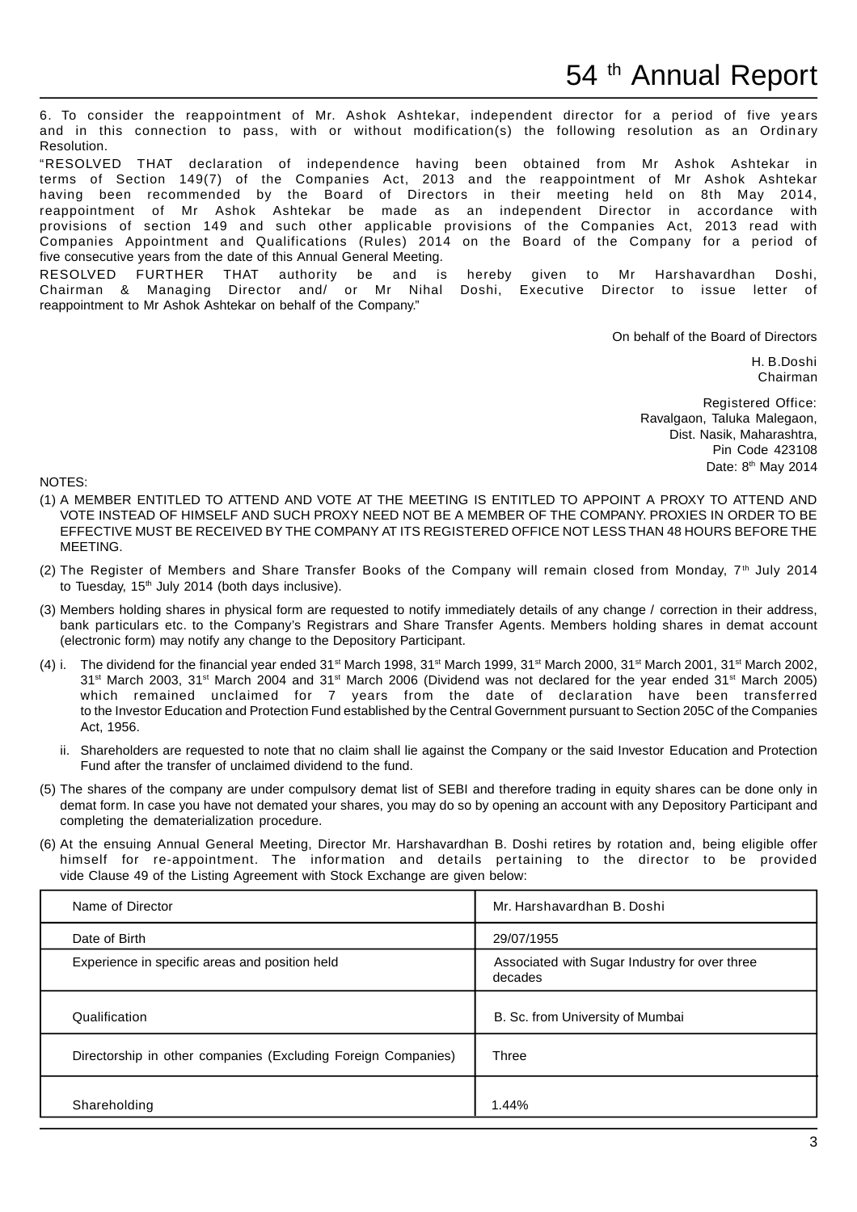6. To consider the reappointment of Mr. Ashok Ashtekar, independent director for a period of five years and in this connection to pass, with or without modification(s) the following resolution as an Ordinary Resolution.

"RESOLVED THAT declaration of independence having been obtained from Mr Ashok Ashtekar in terms of Section 149(7) of the Companies Act, 2013 and the reappointment of Mr Ashok Ashtekar having been recommended by the Board of Directors in their meeting held on 8th May 2014, reappointment of Mr Ashok Ashtekar be made as an independent Director in accordance with provisions of section 149 and such other applicable provisions of the Companies Act, 2013 read with Companies Appointment and Qualifications (Rules) 2014 on the Board of the Company for a period of five consecutive years from the date of this Annual General Meeting.

RESOLVED FURTHER THAT authority be and is hereby given to Mr Harshavardhan Doshi, Chairman & Managing Director and/ or Mr Nihal Doshi, Executive Director to issue letter of reappointment to Mr Ashok Ashtekar on behalf of the Company."

On behalf of the Board of Directors

H. B.Doshi
Chairman

Registered Office:
Ravalgaon, Taluka Malegaon,
Dist. Nasik, Maharashtra,
Pin Code 423108
Date: 8th May 2014

NOTES:

(1) A MEMBER ENTITLED TO ATTEND AND VOTE AT THE MEETING IS ENTITLED TO APPOINT A PROXY TO ATTEND AND VOTE INSTEAD OF HIMSELF AND SUCH PROXY NEED NOT BE A MEMBER OF THE COMPANY. PROXIES IN ORDER TO BE EFFECTIVE MUST BE RECEIVED BY THE COMPANY AT ITS REGISTERED OFFICE NOT LESS THAN 48 HOURS BEFORE THE MEETING.

(2) The Register of Members and Share Transfer Books of the Company will remain closed from Monday, 7th July 2014 to Tuesday, 15th July 2014 (both days inclusive).

(3) Members holding shares in physical form are requested to notify immediately details of any change / correction in their address, bank particulars etc. to the Company's Registrars and Share Transfer Agents. Members holding shares in demat account (electronic form) may notify any change to the Depository Participant.

(4) i. The dividend for the financial year ended 31st March 1998, 31st March 1999, 31st March 2000, 31st March 2001, 31st March 2002, 31st March 2003, 31st March 2004 and 31st March 2006 (Dividend was not declared for the year ended 31st March 2005) which remained unclaimed for 7 years from the date of declaration have been transferred to the Investor Education and Protection Fund established by the Central Government pursuant to Section 205C of the Companies Act, 1956.

ii. Shareholders are requested to note that no claim shall lie against the Company or the said Investor Education and Protection Fund after the transfer of unclaimed dividend to the fund.

(5) The shares of the company are under compulsory demat list of SEBI and therefore trading in equity shares can be done only in demat form. In case you have not demated your shares, you may do so by opening an account with any Depository Participant and completing the dematerialization procedure.

(6) At the ensuing Annual General Meeting, Director Mr. Harshavardhan B. Doshi retires by rotation and, being eligible offer himself for re-appointment. The information and details pertaining to the director to be provided vide Clause 49 of the Listing Agreement with Stock Exchange are given below:

| Name of Director | Mr. Harshavardhan B. Doshi |
|---|---|
| Date of Birth | 29/07/1955 |
| Experience in specific areas and position held | Associated with Sugar Industry for over three decades |
| Qualification | B. Sc. from University of Mumbai |
| Directorship in other companies (Excluding Foreign Companies) | Three |
| Shareholding | 1.44% |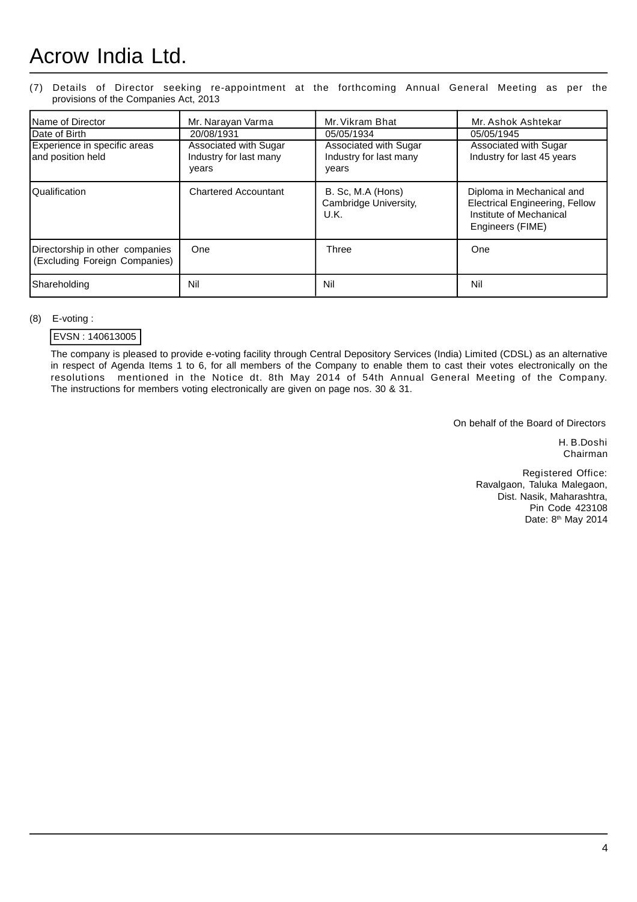# Acrow India Ltd.

(7) Details of Director seeking re-appointment at the forthcoming Annual General Meeting as per the provisions of the Companies Act, 2013

| Name of Director | Mr. Narayan Varma | Mr. Vikram Bhat | Mr. Ashok Ashtekar |
|---|---|---|---|
| Date of Birth | 20/08/1931 | 05/05/1934 | 05/05/1945 |
| Experience in specific areas and position held | Associated with Sugar Industry for last many years | Associated with Sugar Industry for last many years | Associated with Sugar Industry for last 45 years |
| Qualification | Chartered Accountant | B. Sc, M.A (Hons) Cambridge University, U.K. | Diploma in Mechanical and Electrical Engineering, Fellow Institute of Mechanical Engineers (FIME) |
| Directorship in other companies (Excluding Foreign Companies) | One | Three | One |
| Shareholding | Nil | Nil | Nil |

(8) E-voting :

EVSN : 140613005

The company is pleased to provide e-voting facility through Central Depository Services (India) Limited (CDSL) as an alternative in respect of Agenda Items 1 to 6, for all members of the Company to enable them to cast their votes electronically on the resolutions mentioned in the Notice dt. 8th May 2014 of 54th Annual General Meeting of the Company. The instructions for members voting electronically are given on page nos. 30 & 31.

On behalf of the Board of Directors

H. B.Doshi
Chairman

Registered Office:
Ravalgaon, Taluka Malegaon,
Dist. Nasik, Maharashtra,
Pin Code 423108
Date: 8th May 2014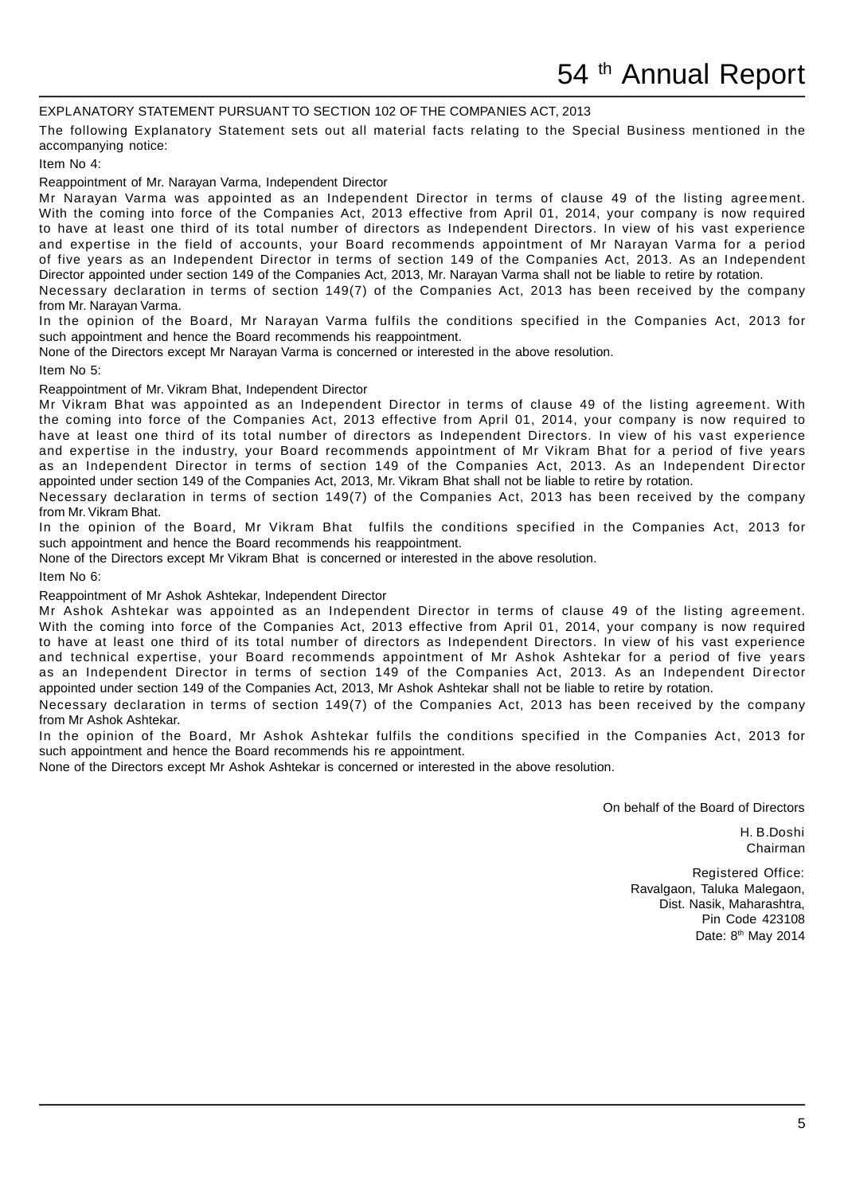## EXPLANATORY STATEMENT PURSUANT TO SECTION 102 OF THE COMPANIES ACT, 2013

The following Explanatory Statement sets out all material facts relating to the Special Business mentioned in the accompanying notice:

### Item No 4:

**Reappointment of Mr. Narayan Varma, Independent Director**

Mr Narayan Varma was appointed as an Independent Director in terms of clause 49 of the listing agreement. With the coming into force of the Companies Act, 2013 effective from April 01, 2014, your company is now required to have at least one third of its total number of directors as Independent Directors. In view of his vast experience and expertise in the field of accounts, your Board recommends appointment of Mr Narayan Varma for a period of five years as an Independent Director in terms of section 149 of the Companies Act, 2013. As an Independent Director appointed under section 149 of the Companies Act, 2013, Mr. Narayan Varma shall not be liable to retire by rotation.

Necessary declaration in terms of section 149(7) of the Companies Act, 2013 has been received by the company from Mr. Narayan Varma.

In the opinion of the Board, Mr Narayan Varma fulfils the conditions specified in the Companies Act, 2013 for such appointment and hence the Board recommends his reappointment.

None of the Directors except Mr Narayan Varma is concerned or interested in the above resolution.

### Item No 5:

**Reappointment of Mr. Vikram Bhat, Independent Director**

Mr Vikram Bhat was appointed as an Independent Director in terms of clause 49 of the listing agreement. With the coming into force of the Companies Act, 2013 effective from April 01, 2014, your company is now required to have at least one third of its total number of directors as Independent Directors. In view of his vast experience and expertise in the industry, your Board recommends appointment of Mr Vikram Bhat for a period of five years as an Independent Director in terms of section 149 of the Companies Act, 2013. As an Independent Director appointed under section 149 of the Companies Act, 2013, Mr. Vikram Bhat shall not be liable to retire by rotation.

Necessary declaration in terms of section 149(7) of the Companies Act, 2013 has been received by the company from Mr. Vikram Bhat.

In the opinion of the Board, Mr Vikram Bhat fulfils the conditions specified in the Companies Act, 2013 for such appointment and hence the Board recommends his reappointment.

None of the Directors except Mr Vikram Bhat is concerned or interested in the above resolution.

### Item No 6:

**Reappointment of Mr Ashok Ashtekar, Independent Director**

Mr Ashok Ashtekar was appointed as an Independent Director in terms of clause 49 of the listing agreement. With the coming into force of the Companies Act, 2013 effective from April 01, 2014, your company is now required to have at least one third of its total number of directors as Independent Directors. In view of his vast experience and technical expertise, your Board recommends appointment of Mr Ashok Ashtekar for a period of five years as an Independent Director in terms of section 149 of the Companies Act, 2013. As an Independent Director appointed under section 149 of the Companies Act, 2013, Mr Ashok Ashtekar shall not be liable to retire by rotation.

Necessary declaration in terms of section 149(7) of the Companies Act, 2013 has been received by the company from Mr Ashok Ashtekar.

In the opinion of the Board, Mr Ashok Ashtekar fulfils the conditions specified in the Companies Act, 2013 for such appointment and hence the Board recommends his re appointment.

None of the Directors except Mr Ashok Ashtekar is concerned or interested in the above resolution.

On behalf of the Board of Directors

H. B.Doshi
Chairman

Registered Office:
Ravalgaon, Taluka Malegaon,
Dist. Nasik, Maharashtra,
Pin Code 423108
Date: 8th May 2014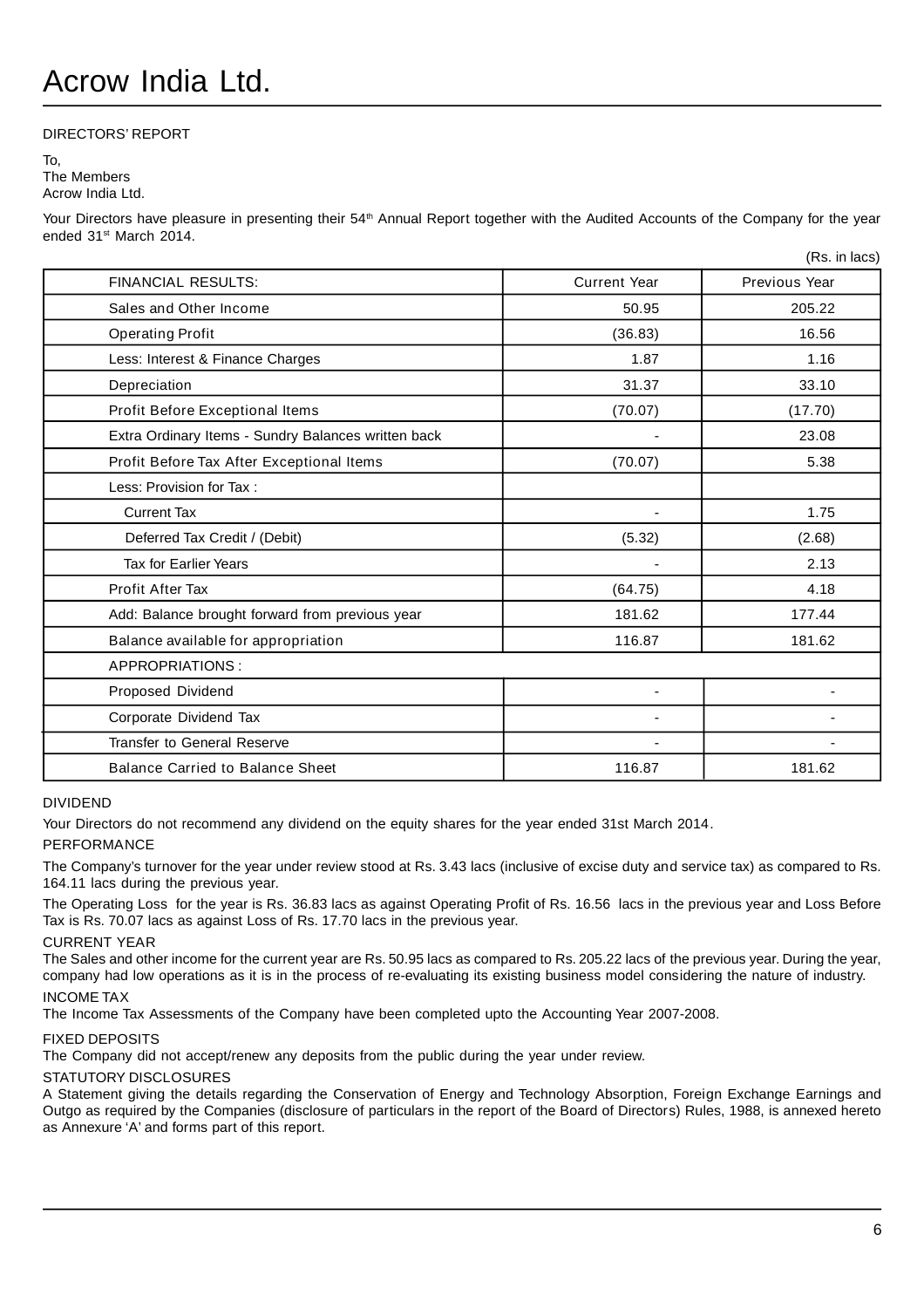# Acrow India Ltd.

DIRECTORS' REPORT

To,
The Members
Acrow India Ltd.

Your Directors have pleasure in presenting their 54th Annual Report together with the Audited Accounts of the Company for the year ended 31st March 2014.

(Rs. in lacs)

| FINANCIAL RESULTS: | Current Year | Previous Year |
|---|---|---|
| Sales and Other Income | 50.95 | 205.22 |
| Operating Profit | (36.83) | 16.56 |
| Less: Interest & Finance Charges | 1.87 | 1.16 |
| Depreciation | 31.37 | 33.10 |
| Profit Before Exceptional Items | (70.07) | (17.70) |
| Extra Ordinary Items - Sundry Balances written back | - | 23.08 |
| Profit Before Tax After Exceptional Items | (70.07) | 5.38 |
| Less: Provision for Tax : | | |
| Current Tax | - | 1.75 |
| Deferred Tax Credit / (Debit) | (5.32) | (2.68) |
| Tax for Earlier Years | - | 2.13 |
| Profit After Tax | (64.75) | 4.18 |
| Add: Balance brought forward from previous year | 181.62 | 177.44 |
| Balance available for appropriation | 116.87 | 181.62 |
| APPROPRIATIONS : | | |
| Proposed Dividend | - | - |
| Corporate Dividend Tax | - | - |
| Transfer to General Reserve | - | - |
| Balance Carried to Balance Sheet | 116.87 | 181.62 |

## DIVIDEND

Your Directors do not recommend any dividend on the equity shares for the year ended 31st March 2014.

## PERFORMANCE

The Company's turnover for the year under review stood at Rs. 3.43 lacs (inclusive of excise duty and service tax) as compared to Rs. 164.11 lacs during the previous year.

The Operating Loss for the year is Rs. 36.83 lacs as against Operating Profit of Rs. 16.56 lacs in the previous year and Loss Before Tax is Rs. 70.07 lacs as against Loss of Rs. 17.70 lacs in the previous year.

## CURRENT YEAR

The Sales and other income for the current year are Rs. 50.95 lacs as compared to Rs. 205.22 lacs of the previous year. During the year, company had low operations as it is in the process of re-evaluating its existing business model considering the nature of industry.

## INCOME TAX

The Income Tax Assessments of the Company have been completed upto the Accounting Year 2007-2008.

## FIXED DEPOSITS

The Company did not accept/renew any deposits from the public during the year under review.

## STATUTORY DISCLOSURES

A Statement giving the details regarding the Conservation of Energy and Technology Absorption, Foreign Exchange Earnings and Outgo as required by the Companies (disclosure of particulars in the report of the Board of Directors) Rules, 1988, is annexed hereto as Annexure 'A' and forms part of this report.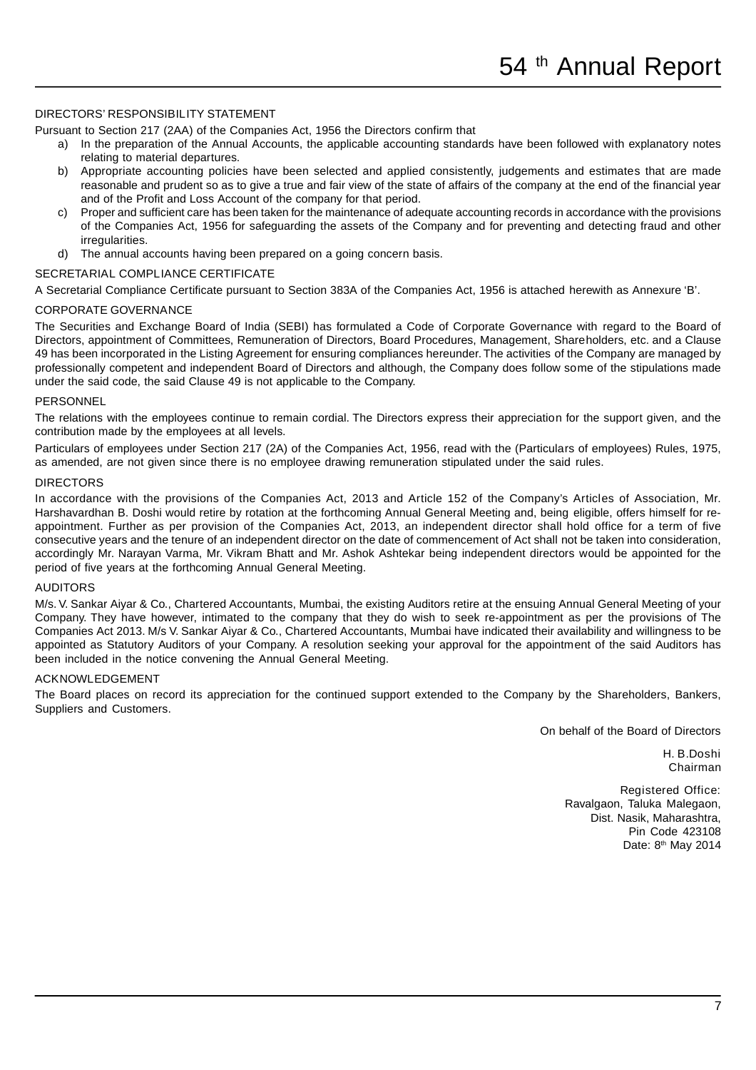## DIRECTORS' RESPONSIBILITY STATEMENT

Pursuant to Section 217 (2AA) of the Companies Act, 1956 the Directors confirm that

a) In the preparation of the Annual Accounts, the applicable accounting standards have been followed with explanatory notes relating to material departures.
b) Appropriate accounting policies have been selected and applied consistently, judgements and estimates that are made reasonable and prudent so as to give a true and fair view of the state of affairs of the company at the end of the financial year and of the Profit and Loss Account of the company for that period.
c) Proper and sufficient care has been taken for the maintenance of adequate accounting records in accordance with the provisions of the Companies Act, 1956 for safeguarding the assets of the Company and for preventing and detecting fraud and other irregularities.
d) The annual accounts having been prepared on a going concern basis.

## SECRETARIAL COMPLIANCE CERTIFICATE

A Secretarial Compliance Certificate pursuant to Section 383A of the Companies Act, 1956 is attached herewith as Annexure 'B'.

## CORPORATE GOVERNANCE

The Securities and Exchange Board of India (SEBI) has formulated a Code of Corporate Governance with regard to the Board of Directors, appointment of Committees, Remuneration of Directors, Board Procedures, Management, Shareholders, etc. and a Clause 49 has been incorporated in the Listing Agreement for ensuring compliances hereunder. The activities of the Company are managed by professionally competent and independent Board of Directors and although, the Company does follow some of the stipulations made under the said code, the said Clause 49 is not applicable to the Company.

## PERSONNEL

The relations with the employees continue to remain cordial. The Directors express their appreciation for the support given, and the contribution made by the employees at all levels.

Particulars of employees under Section 217 (2A) of the Companies Act, 1956, read with the (Particulars of employees) Rules, 1975, as amended, are not given since there is no employee drawing remuneration stipulated under the said rules.

## DIRECTORS

In accordance with the provisions of the Companies Act, 2013 and Article 152 of the Company's Articles of Association, Mr. Harshavardhan B. Doshi would retire by rotation at the forthcoming Annual General Meeting and, being eligible, offers himself for re-appointment. Further as per provision of the Companies Act, 2013, an independent director shall hold office for a term of five consecutive years and the tenure of an independent director on the date of commencement of Act shall not be taken into consideration, accordingly Mr. Narayan Varma, Mr. Vikram Bhatt and Mr. Ashok Ashtekar being independent directors would be appointed for the period of five years at the forthcoming Annual General Meeting.

## AUDITORS

M/s. V. Sankar Aiyar & Co., Chartered Accountants, Mumbai, the existing Auditors retire at the ensuing Annual General Meeting of your Company. They have however, intimated to the company that they do wish to seek re-appointment as per the provisions of The Companies Act 2013. M/s V. Sankar Aiyar & Co., Chartered Accountants, Mumbai have indicated their availability and willingness to be appointed as Statutory Auditors of your Company. A resolution seeking your approval for the appointment of the said Auditors has been included in the notice convening the Annual General Meeting.

## ACKNOWLEDGEMENT

The Board places on record its appreciation for the continued support extended to the Company by the Shareholders, Bankers, Suppliers and Customers.

On behalf of the Board of Directors

H. B.Doshi
Chairman

Registered Office:
Ravalgaon, Taluka Malegaon,
Dist. Nasik, Maharashtra,
Pin Code 423108
Date: 8th May 2014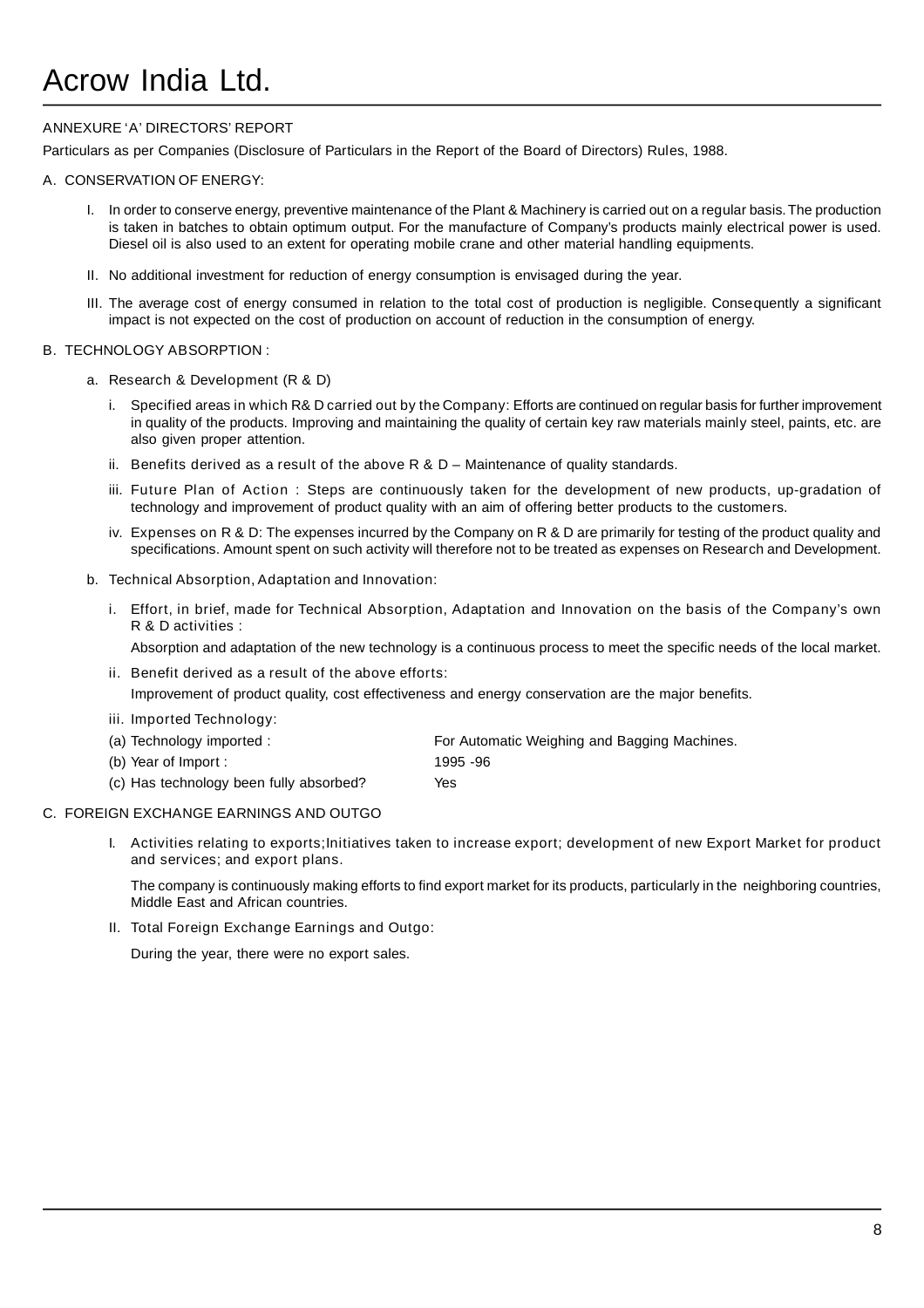ANNEXURE ‘A’ DIRECTORS’ REPORT

Particulars as per Companies (Disclosure of Particulars in the Report of the Board of Directors) Rules, 1988.

A. CONSERVATION OF ENERGY:

I. In order to conserve energy, preventive maintenance of the Plant & Machinery is carried out on a regular basis. The production is taken in batches to obtain optimum output. For the manufacture of Company’s products mainly electrical power is used. Diesel oil is also used to an extent for operating mobile crane and other material handling equipments.

II. No additional investment for reduction of energy consumption is envisaged during the year.

III. The average cost of energy consumed in relation to the total cost of production is negligible. Consequently a significant impact is not expected on the cost of production on account of reduction in the consumption of energy.

B. TECHNOLOGY ABSORPTION :

a. Research & Development (R & D)

i. Specified areas in which R& D carried out by the Company: Efforts are continued on regular basis for further improvement in quality of the products. Improving and maintaining the quality of certain key raw materials mainly steel, paints, etc. are also given proper attention.

ii. Benefits derived as a result of the above R & D – Maintenance of quality standards.

iii. Future Plan of Action : Steps are continuously taken for the development of new products, up-gradation of technology and improvement of product quality with an aim of offering better products to the customers.

iv. Expenses on R & D: The expenses incurred by the Company on R & D are primarily for testing of the product quality and specifications. Amount spent on such activity will therefore not to be treated as expenses on Research and Development.

b. Technical Absorption, Adaptation and Innovation:

i. Effort, in brief, made for Technical Absorption, Adaptation and Innovation on the basis of the Company’s own R & D activities :

Absorption and adaptation of the new technology is a continuous process to meet the specific needs of the local market.

ii. Benefit derived as a result of the above efforts:

Improvement of product quality, cost effectiveness and energy conservation are the major benefits.

iii. Imported Technology:

| | |
|---|---|
| (a) Technology imported : | For Automatic Weighing and Bagging Machines. |
| (b) Year of Import : | 1995 -96 |
| (c) Has technology been fully absorbed? | Yes |

C. FOREIGN EXCHANGE EARNINGS AND OUTGO

I. Activities relating to exports;Initiatives taken to increase export; development of new Export Market for product and services; and export plans.

The company is continuously making efforts to find export market for its products, particularly in the neighboring countries, Middle East and African countries.

II. Total Foreign Exchange Earnings and Outgo:

During the year, there were no export sales.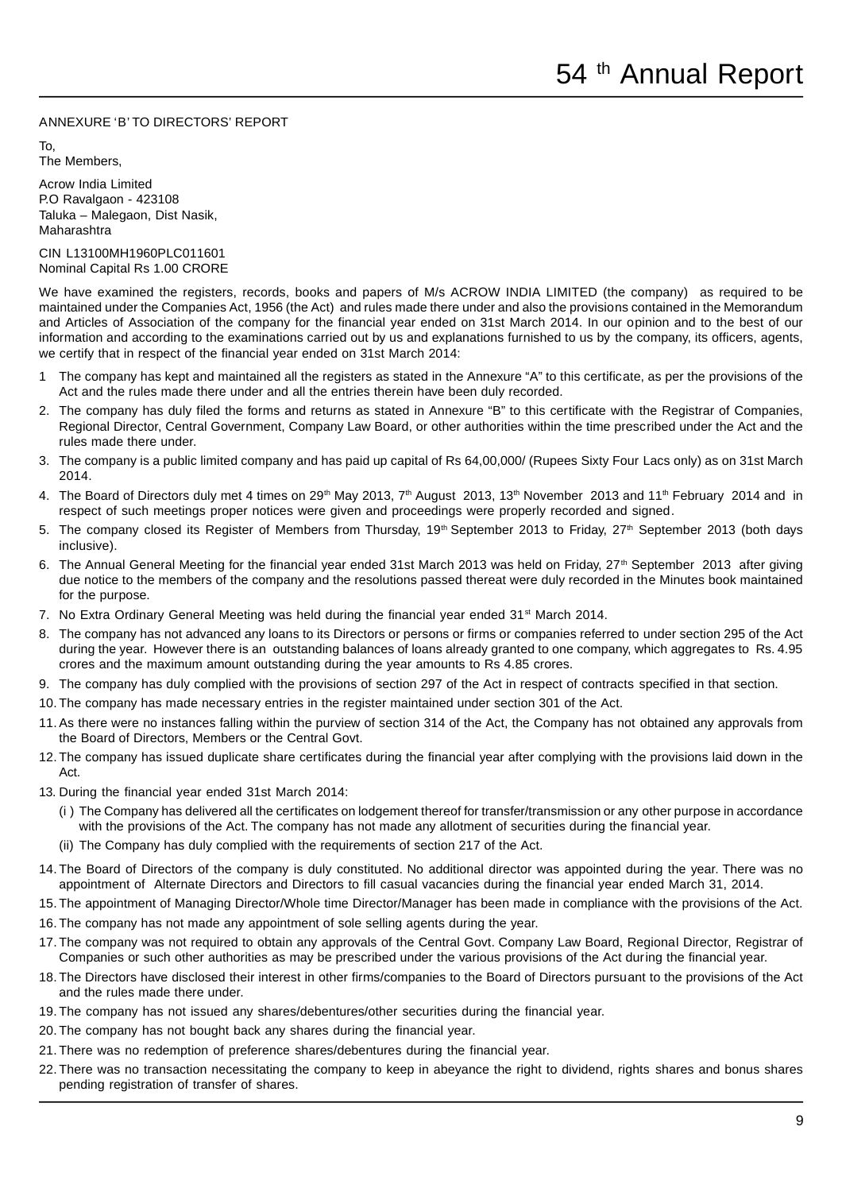ANNEXURE 'B' TO DIRECTORS' REPORT

To,
The Members,

Acrow India Limited
P.O Ravalgaon - 423108
Taluka – Malegaon, Dist Nasik,
Maharashtra

CIN L13100MH1960PLC011601
Nominal Capital Rs 1.00 CRORE

We have examined the registers, records, books and papers of M/s ACROW INDIA LIMITED (the company) as required to be maintained under the Companies Act, 1956 (the Act) and rules made there under and also the provisions contained in the Memorandum and Articles of Association of the company for the financial year ended on 31st March 2014. In our opinion and to the best of our information and according to the examinations carried out by us and explanations furnished to us by the company, its officers, agents, we certify that in respect of the financial year ended on 31st March 2014:

1 The company has kept and maintained all the registers as stated in the Annexure "A" to this certificate, as per the provisions of the Act and the rules made there under and all the entries therein have been duly recorded.

2. The company has duly filed the forms and returns as stated in Annexure "B" to this certificate with the Registrar of Companies, Regional Director, Central Government, Company Law Board, or other authorities within the time prescribed under the Act and the rules made there under.

3. The company is a public limited company and has paid up capital of Rs 64,00,000/ (Rupees Sixty Four Lacs only) as on 31st March 2014.

4. The Board of Directors duly met 4 times on 29th May 2013, 7th August 2013, 13th November 2013 and 11th February 2014 and in respect of such meetings proper notices were given and proceedings were properly recorded and signed.

5. The company closed its Register of Members from Thursday, 19th September 2013 to Friday, 27th September 2013 (both days inclusive).

6. The Annual General Meeting for the financial year ended 31st March 2013 was held on Friday, 27th September 2013 after giving due notice to the members of the company and the resolutions passed thereat were duly recorded in the Minutes book maintained for the purpose.

7. No Extra Ordinary General Meeting was held during the financial year ended 31st March 2014.

8. The company has not advanced any loans to its Directors or persons or firms or companies referred to under section 295 of the Act during the year. However there is an outstanding balances of loans already granted to one company, which aggregates to Rs. 4.95 crores and the maximum amount outstanding during the year amounts to Rs 4.85 crores.

9. The company has duly complied with the provisions of section 297 of the Act in respect of contracts specified in that section.

10. The company has made necessary entries in the register maintained under section 301 of the Act.

11. As there were no instances falling within the purview of section 314 of the Act, the Company has not obtained any approvals from the Board of Directors, Members or the Central Govt.

12. The company has issued duplicate share certificates during the financial year after complying with the provisions laid down in the Act.

13. During the financial year ended 31st March 2014:

    (i) The Company has delivered all the certificates on lodgement thereof for transfer/transmission or any other purpose in accordance with the provisions of the Act. The company has not made any allotment of securities during the financial year.

    (ii) The Company has duly complied with the requirements of section 217 of the Act.

14. The Board of Directors of the company is duly constituted. No additional director was appointed during the year. There was no appointment of Alternate Directors and Directors to fill casual vacancies during the financial year ended March 31, 2014.

15. The appointment of Managing Director/Whole time Director/Manager has been made in compliance with the provisions of the Act.

16. The company has not made any appointment of sole selling agents during the year.

17. The company was not required to obtain any approvals of the Central Govt. Company Law Board, Regional Director, Registrar of Companies or such other authorities as may be prescribed under the various provisions of the Act during the financial year.

18. The Directors have disclosed their interest in other firms/companies to the Board of Directors pursuant to the provisions of the Act and the rules made there under.

19. The company has not issued any shares/debentures/other securities during the financial year.

20. The company has not bought back any shares during the financial year.

21. There was no redemption of preference shares/debentures during the financial year.

22. There was no transaction necessitating the company to keep in abeyance the right to dividend, rights shares and bonus shares pending registration of transfer of shares.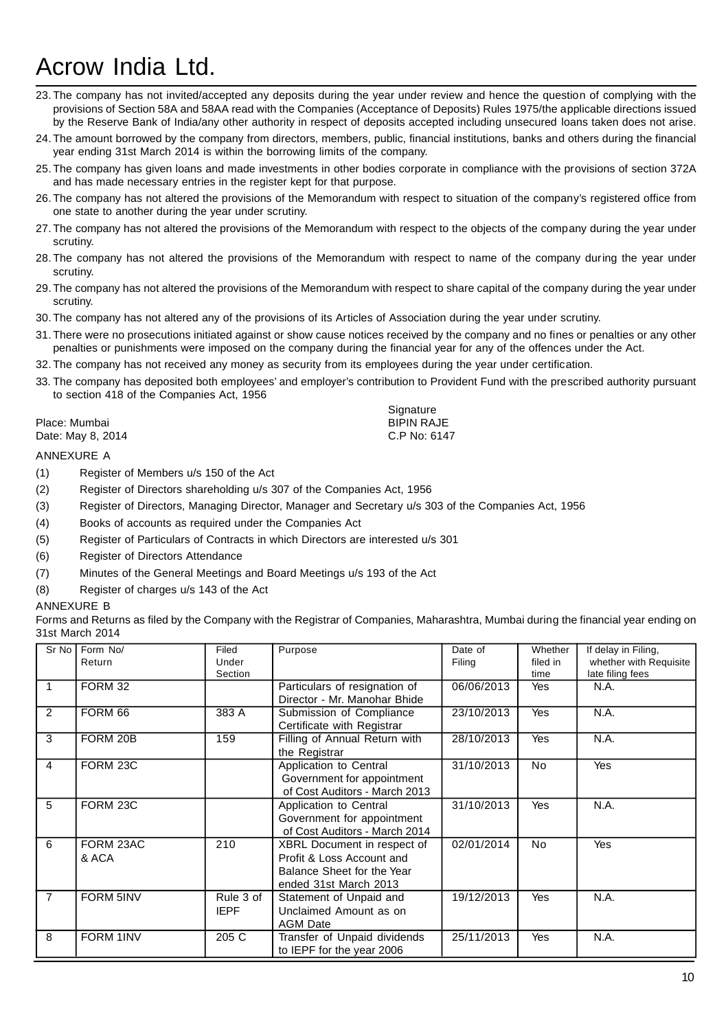23. The company has not invited/accepted any deposits during the year under review and hence the question of complying with the provisions of Section 58A and 58AA read with the Companies (Acceptance of Deposits) Rules 1975/the applicable directions issued by the Reserve Bank of India/any other authority in respect of deposits accepted including unsecured loans taken does not arise.
24. The amount borrowed by the company from directors, members, public, financial institutions, banks and others during the financial year ending 31st March 2014 is within the borrowing limits of the company.
25. The company has given loans and made investments in other bodies corporate in compliance with the provisions of section 372A and has made necessary entries in the register kept for that purpose.
26. The company has not altered the provisions of the Memorandum with respect to situation of the company's registered office from one state to another during the year under scrutiny.
27. The company has not altered the provisions of the Memorandum with respect to the objects of the company during the year under scrutiny.
28. The company has not altered the provisions of the Memorandum with respect to name of the company during the year under scrutiny.
29. The company has not altered the provisions of the Memorandum with respect to share capital of the company during the year under scrutiny.
30. The company has not altered any of the provisions of its Articles of Association during the year under scrutiny.
31. There were no prosecutions initiated against or show cause notices received by the company and no fines or penalties or any other penalties or punishments were imposed on the company during the financial year for any of the offences under the Act.
32. The company has not received any money as security from its employees during the year under certification.
33. The company has deposited both employees' and employer's contribution to Provident Fund with the prescribed authority pursuant to section 418 of the Companies Act, 1956

Place: Mumbai
Date: May 8, 2014

Signature
BIPIN RAJE
C.P No: 6147

ANNEXURE A

(1) Register of Members u/s 150 of the Act
(2) Register of Directors shareholding u/s 307 of the Companies Act, 1956
(3) Register of Directors, Managing Director, Manager and Secretary u/s 303 of the Companies Act, 1956
(4) Books of accounts as required under the Companies Act
(5) Register of Particulars of Contracts in which Directors are interested u/s 301
(6) Register of Directors Attendance
(7) Minutes of the General Meetings and Board Meetings u/s 193 of the Act
(8) Register of charges u/s 143 of the Act

ANNEXURE B

Forms and Returns as filed by the Company with the Registrar of Companies, Maharashtra, Mumbai during the financial year ending on 31st March 2014

| Sr No | Form No/ Return | Filed Under Section | Purpose | Date of Filing | Whether filed in time | If delay in Filing, whether with Requisite late filing fees |
|---|---|---|---|---|---|---|
| 1 | FORM 32 | | Particulars of resignation of Director - Mr. Manohar Bhide | 06/06/2013 | Yes | N.A. |
| 2 | FORM 66 | 383 A | Submission of Compliance Certificate with Registrar | 23/10/2013 | Yes | N.A. |
| 3 | FORM 20B | 159 | Filling of Annual Return with the Registrar | 28/10/2013 | Yes | N.A. |
| 4 | FORM 23C | | Application to Central Government for appointment of Cost Auditors - March 2013 | 31/10/2013 | No | Yes |
| 5 | FORM 23C | | Application to Central Government for appointment of Cost Auditors - March 2014 | 31/10/2013 | Yes | N.A. |
| 6 | FORM 23AC & ACA | 210 | XBRL Document in respect of Profit & Loss Account and Balance Sheet for the Year ended 31st March 2013 | 02/01/2014 | No | Yes |
| 7 | FORM 5INV | Rule 3 of IEPF | Statement of Unpaid and Unclaimed Amount as on AGM Date | 19/12/2013 | Yes | N.A. |
| 8 | FORM 1INV | 205 C | Transfer of Unpaid dividends to IEPF for the year 2006 | 25/11/2013 | Yes | N.A. |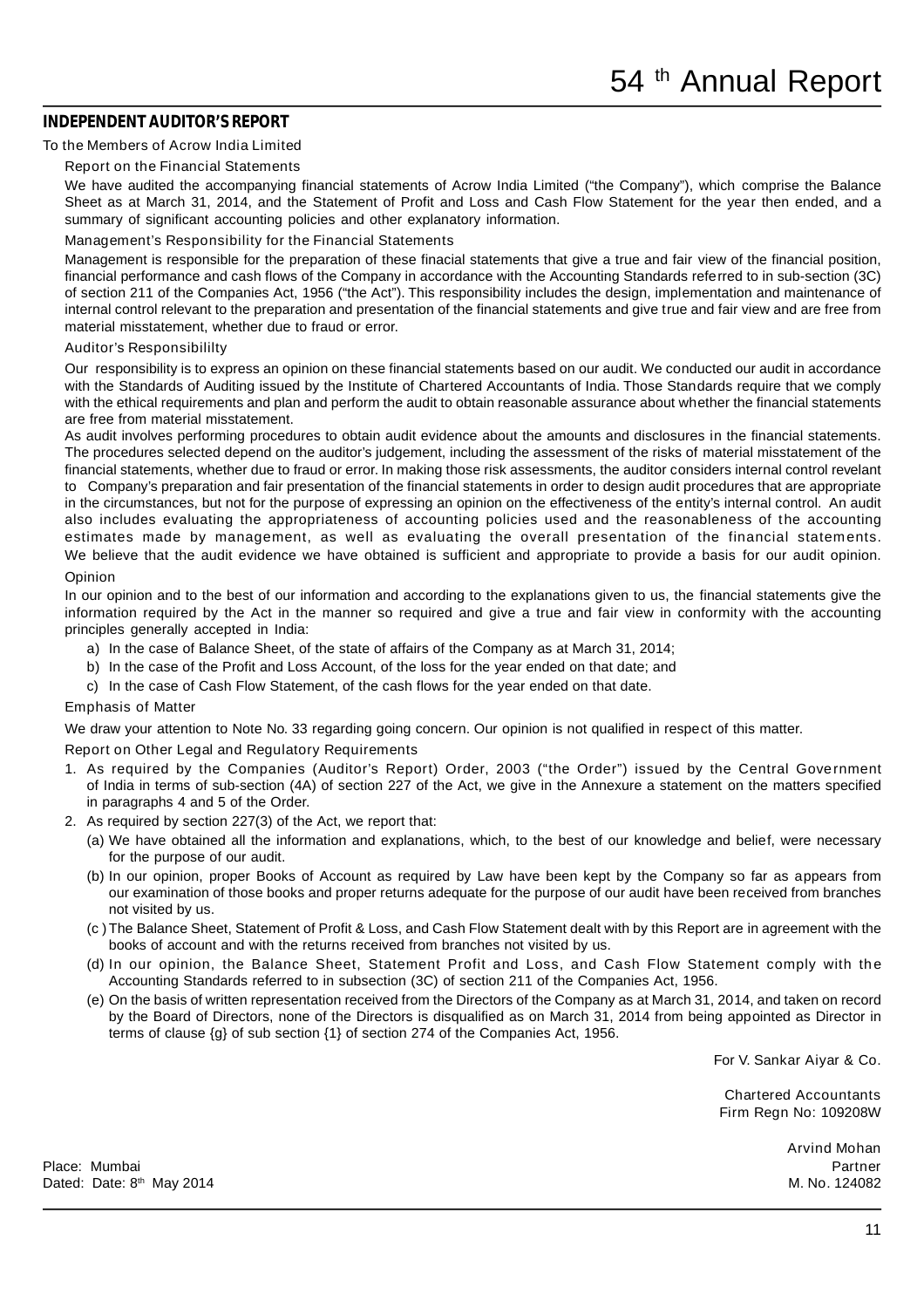## INDEPENDENT AUDITOR'S REPORT

To the Members of Acrow India Limited

### Report on the Financial Statements

We have audited the accompanying financial statements of Acrow India Limited ("the Company"), which comprise the Balance Sheet as at March 31, 2014, and the Statement of Profit and Loss and Cash Flow Statement for the year then ended, and a summary of significant accounting policies and other explanatory information.

### Management's Responsibility for the Financial Statements

Management is responsible for the preparation of these finacial statements that give a true and fair view of the financial position, financial performance and cash flows of the Company in accordance with the Accounting Standards referred to in sub-section (3C) of section 211 of the Companies Act, 1956 ("the Act"). This responsibility includes the design, implementation and maintenance of internal control relevant to the preparation and presentation of the financial statements and give true and fair view and are free from material misstatement, whether due to fraud or error.

### Auditor's Responsibililty

Our responsibility is to express an opinion on these financial statements based on our audit. We conducted our audit in accordance with the Standards of Auditing issued by the Institute of Chartered Accountants of India. Those Standards require that we comply with the ethical requirements and plan and perform the audit to obtain reasonable assurance about whether the financial statements are free from material misstatement.

As audit involves performing procedures to obtain audit evidence about the amounts and disclosures in the financial statements. The procedures selected depend on the auditor's judgement, including the assessment of the risks of material misstatement of the financial statements, whether due to fraud or error. In making those risk assessments, the auditor considers internal control revelant to Company's preparation and fair presentation of the financial statements in order to design audit procedures that are appropriate in the circumstances, but not for the purpose of expressing an opinion on the effectiveness of the entity's internal control. An audit also includes evaluating the appropriateness of accounting policies used and the reasonableness of the accounting estimates made by management, as well as evaluating the overall presentation of the financial statements. We believe that the audit evidence we have obtained is sufficient and appropriate to provide a basis for our audit opinion.

### Opinion

In our opinion and to the best of our information and according to the explanations given to us, the financial statements give the information required by the Act in the manner so required and give a true and fair view in conformity with the accounting principles generally accepted in India:

a) In the case of Balance Sheet, of the state of affairs of the Company as at March 31, 2014;
b) In the case of the Profit and Loss Account, of the loss for the year ended on that date; and
c) In the case of Cash Flow Statement, of the cash flows for the year ended on that date.

### Emphasis of Matter

We draw your attention to Note No. 33 regarding going concern. Our opinion is not qualified in respect of this matter.

### Report on Other Legal and Regulatory Requirements

1. As required by the Companies (Auditor's Report) Order, 2003 ("the Order") issued by the Central Government of India in terms of sub-section (4A) of section 227 of the Act, we give in the Annexure a statement on the matters specified in paragraphs 4 and 5 of the Order.
2. As required by section 227(3) of the Act, we report that:
   (a) We have obtained all the information and explanations, which, to the best of our knowledge and belief, were necessary for the purpose of our audit.
   (b) In our opinion, proper Books of Account as required by Law have been kept by the Company so far as appears from our examination of those books and proper returns adequate for the purpose of our audit have been received from branches not visited by us.
   (c ) The Balance Sheet, Statement of Profit & Loss, and Cash Flow Statement dealt with by this Report are in agreement with the books of account and with the returns received from branches not visited by us.
   (d) In our opinion, the Balance Sheet, Statement Profit and Loss, and Cash Flow Statement comply with the Accounting Standards referred to in subsection (3C) of section 211 of the Companies Act, 1956.
   (e) On the basis of written representation received from the Directors of the Company as at March 31, 2014, and taken on record by the Board of Directors, none of the Directors is disqualified as on March 31, 2014 from being appointed as Director in terms of clause {g} of sub section {1} of section 274 of the Companies Act, 1956.

For V. Sankar Aiyar & Co.

Chartered Accountants
Firm Regn No: 109208W

Arvind Mohan
Partner
M. No. 124082

Place: Mumbai
Dated: Date: 8th May 2014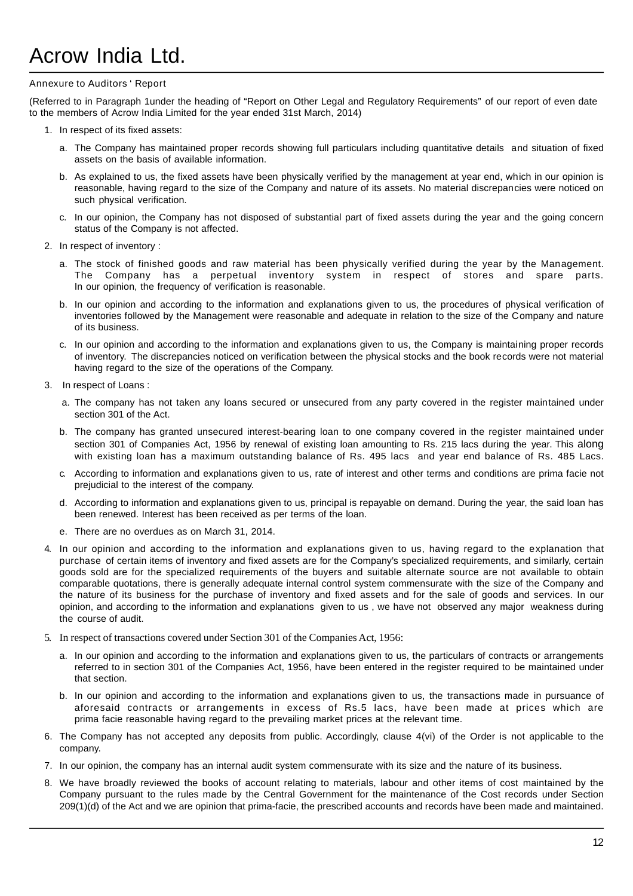# Acrow India Ltd.

Annexure to Auditors ' Report

(Referred to in Paragraph 1under the heading of "Report on Other Legal and Regulatory Requirements" of our report of even date to the members of Acrow India Limited for the year ended 31st March, 2014)

1. In respect of its fixed assets:
   a. The Company has maintained proper records showing full particulars including quantitative details and situation of fixed assets on the basis of available information.
   b. As explained to us, the fixed assets have been physically verified by the management at year end, which in our opinion is reasonable, having regard to the size of the Company and nature of its assets. No material discrepancies were noticed on such physical verification.
   c. In our opinion, the Company has not disposed of substantial part of fixed assets during the year and the going concern status of the Company is not affected.
2. In respect of inventory :
   a. The stock of finished goods and raw material has been physically verified during the year by the Management. The Company has a perpetual inventory system in respect of stores and spare parts. In our opinion, the frequency of verification is reasonable.
   b. In our opinion and according to the information and explanations given to us, the procedures of physical verification of inventories followed by the Management were reasonable and adequate in relation to the size of the Company and nature of its business.
   c. In our opinion and according to the information and explanations given to us, the Company is maintaining proper records of inventory. The discrepancies noticed on verification between the physical stocks and the book records were not material having regard to the size of the operations of the Company.
3. In respect of Loans :
   a. The company has not taken any loans secured or unsecured from any party covered in the register maintained under section 301 of the Act.
   b. The company has granted unsecured interest-bearing loan to one company covered in the register maintained under section 301 of Companies Act, 1956 by renewal of existing loan amounting to Rs. 215 lacs during the year. This along with existing loan has a maximum outstanding balance of Rs. 495 lacs and year end balance of Rs. 485 Lacs.
   c. According to information and explanations given to us, rate of interest and other terms and conditions are prima facie not prejudicial to the interest of the company.
   d. According to information and explanations given to us, principal is repayable on demand. During the year, the said loan has been renewed. Interest has been received as per terms of the loan.
   e. There are no overdues as on March 31, 2014.
4. In our opinion and according to the information and explanations given to us, having regard to the explanation that purchase of certain items of inventory and fixed assets are for the Company's specialized requirements, and similarly, certain goods sold are for the specialized requirements of the buyers and suitable alternate source are not available to obtain comparable quotations, there is generally adequate internal control system commensurate with the size of the Company and the nature of its business for the purchase of inventory and fixed assets and for the sale of goods and services. In our opinion, and according to the information and explanations given to us , we have not observed any major weakness during the course of audit.
5. In respect of transactions covered under Section 301 of the Companies Act, 1956:
   a. In our opinion and according to the information and explanations given to us, the particulars of contracts or arrangements referred to in section 301 of the Companies Act, 1956, have been entered in the register required to be maintained under that section.
   b. In our opinion and according to the information and explanations given to us, the transactions made in pursuance of aforesaid contracts or arrangements in excess of Rs.5 lacs, have been made at prices which are prima facie reasonable having regard to the prevailing market prices at the relevant time.
6. The Company has not accepted any deposits from public. Accordingly, clause 4(vi) of the Order is not applicable to the company.
7. In our opinion, the company has an internal audit system commensurate with its size and the nature of its business.
8. We have broadly reviewed the books of account relating to materials, labour and other items of cost maintained by the Company pursuant to the rules made by the Central Government for the maintenance of the Cost records under Section 209(1)(d) of the Act and we are opinion that prima-facie, the prescribed accounts and records have been made and maintained.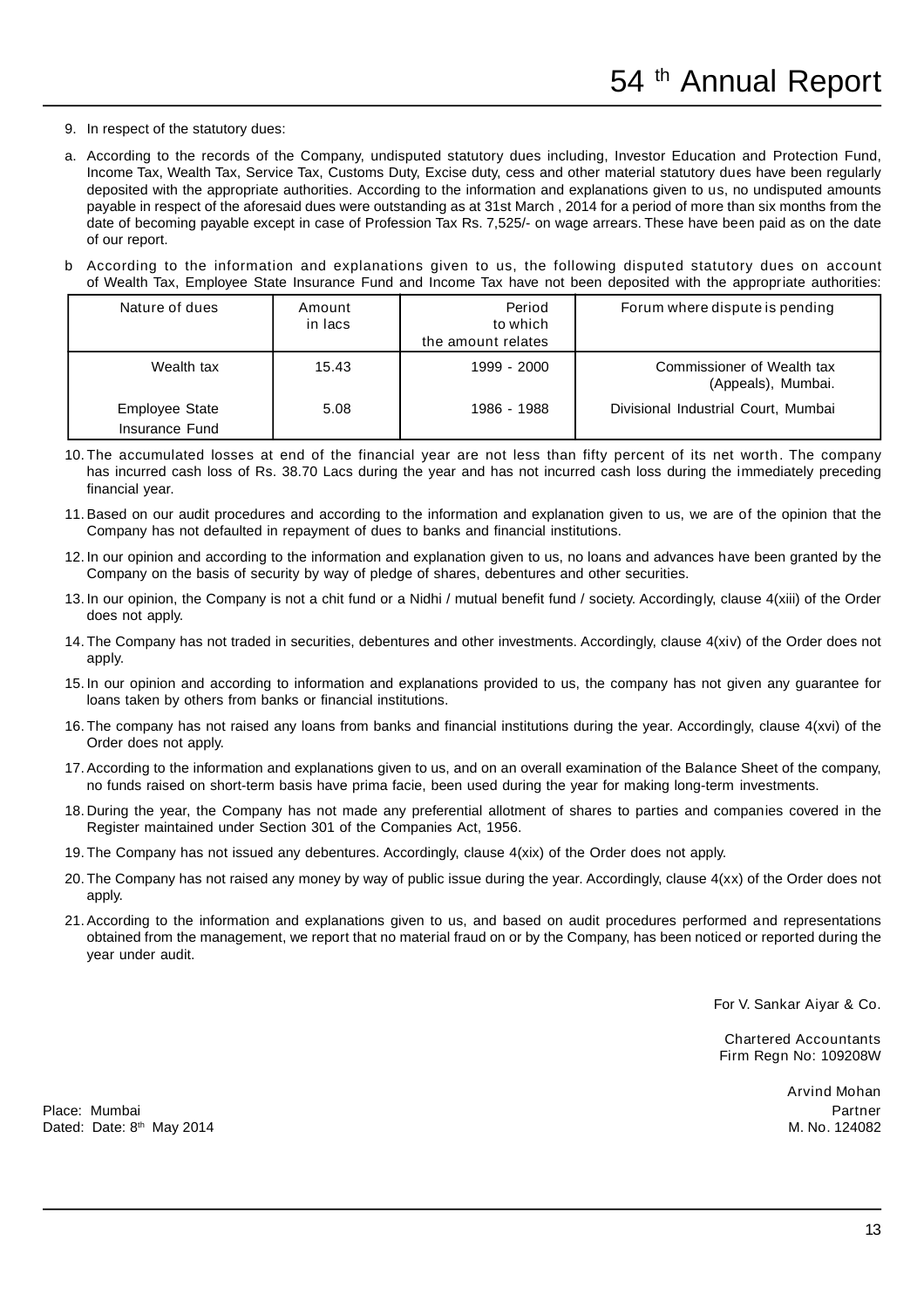9. In respect of the statutory dues:

a. According to the records of the Company, undisputed statutory dues including, Investor Education and Protection Fund, Income Tax, Wealth Tax, Service Tax, Customs Duty, Excise duty, cess and other material statutory dues have been regularly deposited with the appropriate authorities. According to the information and explanations given to us, no undisputed amounts payable in respect of the aforesaid dues were outstanding as at 31st March , 2014 for a period of more than six months from the date of becoming payable except in case of Profession Tax Rs. 7,525/- on wage arrears. These have been paid as on the date of our report.

b According to the information and explanations given to us, the following disputed statutory dues on account of Wealth Tax, Employee State Insurance Fund and Income Tax have not been deposited with the appropriate authorities:

| Nature of dues | Amount in lacs | Period to which the amount relates | Forum where dispute is pending |
|---|---|---|---|
| Wealth tax | 15.43 | 1999 - 2000 | Commissioner of Wealth tax (Appeals), Mumbai. |
| Employee State Insurance Fund | 5.08 | 1986 - 1988 | Divisional Industrial Court, Mumbai |

10. The accumulated losses at end of the financial year are not less than fifty percent of its net worth. The company has incurred cash loss of Rs. 38.70 Lacs during the year and has not incurred cash loss during the immediately preceding financial year.

11. Based on our audit procedures and according to the information and explanation given to us, we are of the opinion that the Company has not defaulted in repayment of dues to banks and financial institutions.

12. In our opinion and according to the information and explanation given to us, no loans and advances have been granted by the Company on the basis of security by way of pledge of shares, debentures and other securities.

13. In our opinion, the Company is not a chit fund or a Nidhi / mutual benefit fund / society. Accordingly, clause 4(xiii) of the Order does not apply.

14. The Company has not traded in securities, debentures and other investments. Accordingly, clause 4(xiv) of the Order does not apply.

15. In our opinion and according to information and explanations provided to us, the company has not given any guarantee for loans taken by others from banks or financial institutions.

16. The company has not raised any loans from banks and financial institutions during the year. Accordingly, clause 4(xvi) of the Order does not apply.

17. According to the information and explanations given to us, and on an overall examination of the Balance Sheet of the company, no funds raised on short-term basis have prima facie, been used during the year for making long-term investments.

18. During the year, the Company has not made any preferential allotment of shares to parties and companies covered in the Register maintained under Section 301 of the Companies Act, 1956.

19. The Company has not issued any debentures. Accordingly, clause 4(xix) of the Order does not apply.

20. The Company has not raised any money by way of public issue during the year. Accordingly, clause 4(xx) of the Order does not apply.

21. According to the information and explanations given to us, and based on audit procedures performed and representations obtained from the management, we report that no material fraud on or by the Company, has been noticed or reported during the year under audit.

For V. Sankar Aiyar & Co.

Chartered Accountants
Firm Regn No: 109208W

Arvind Mohan
Partner
M. No. 124082

Place: Mumbai
Dated: Date: 8th May 2014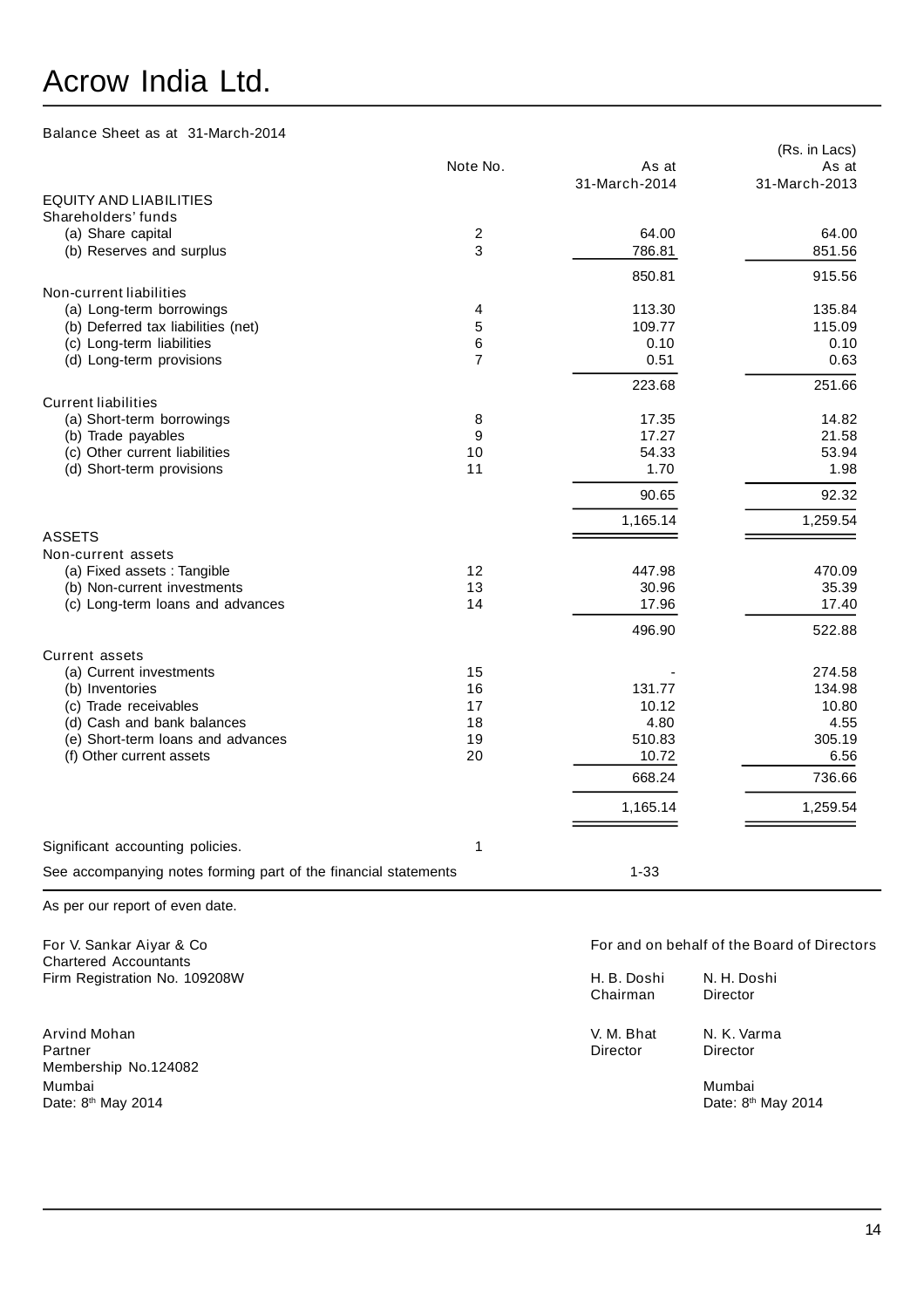# Acrow India Ltd.

Balance Sheet as at 31-March-2014

(Rs. in Lacs)

| | Note No. | As at 31-March-2014 | As at 31-March-2013 |
|---|---|---|---|
| **EQUITY AND LIABILITIES** | | | |
| Shareholders' funds | | | |
| (a) Share capital | 2 | 64.00 | 64.00 |
| (b) Reserves and surplus | 3 | 786.81 | 851.56 |
| | | 850.81 | 915.56 |
| Non-current liabilities | | | |
| (a) Long-term borrowings | 4 | 113.30 | 135.84 |
| (b) Deferred tax liabilities (net) | 5 | 109.77 | 115.09 |
| (c) Long-term liabilities | 6 | 0.10 | 0.10 |
| (d) Long-term provisions | 7 | 0.51 | 0.63 |
| | | 223.68 | 251.66 |
| Current liabilities | | | |
| (a) Short-term borrowings | 8 | 17.35 | 14.82 |
| (b) Trade payables | 9 | 17.27 | 21.58 |
| (c) Other current liabilities | 10 | 54.33 | 53.94 |
| (d) Short-term provisions | 11 | 1.70 | 1.98 |
| | | 90.65 | 92.32 |
| | | 1,165.14 | 1,259.54 |
| **ASSETS** | | | |
| Non-current assets | | | |
| (a) Fixed assets : Tangible | 12 | 447.98 | 470.09 |
| (b) Non-current investments | 13 | 30.96 | 35.39 |
| (c) Long-term loans and advances | 14 | 17.96 | 17.40 |
| | | 496.90 | 522.88 |
| Current assets | | | |
| (a) Current investments | 15 | - | 274.58 |
| (b) Inventories | 16 | 131.77 | 134.98 |
| (c) Trade receivables | 17 | 10.12 | 10.80 |
| (d) Cash and bank balances | 18 | 4.80 | 4.55 |
| (e) Short-term loans and advances | 19 | 510.83 | 305.19 |
| (f) Other current assets | 20 | 10.72 | 6.56 |
| | | 668.24 | 736.66 |
| | | 1,165.14 | 1,259.54 |

Significant accounting policies. 1

See accompanying notes forming part of the financial statements 1-33

As per our report of even date.

For V. Sankar Aiyar & Co
Chartered Accountants
Firm Registration No. 109208W

Arvind Mohan
Partner
Membership No.124082
Mumbai
Date: 8th May 2014

For and on behalf of the Board of Directors

H. B. Doshi — Chairman
N. H. Doshi — Director

V. M. Bhat — Director
N. K. Varma — Director

Mumbai
Date: 8th May 2014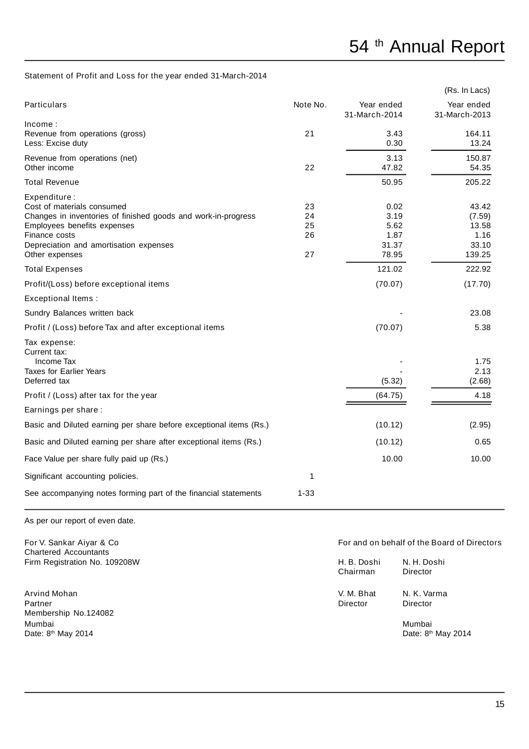Statement of Profit and Loss for the year ended 31-March-2014

(Rs. In Lacs)

| Particulars | Note No. | Year ended 31-March-2014 | Year ended 31-March-2013 |
|---|---|---|---|
| Income : | | | |
| Revenue from operations (gross) | 21 | 3.43 | 164.11 |
| Less: Excise duty | | 0.30 | 13.24 |
| Revenue from operations (net) | | 3.13 | 150.87 |
| Other income | 22 | 47.82 | 54.35 |
| Total Revenue | | 50.95 | 205.22 |
| Expenditure : | | | |
| Cost of materials consumed | 23 | 0.02 | 43.42 |
| Changes in inventories of finished goods and work-in-progress | 24 | 3.19 | (7.59) |
| Employees benefits expenses | 25 | 5.62 | 13.58 |
| Finance costs | 26 | 1.87 | 1.16 |
| Depreciation and amortisation expenses | | 31.37 | 33.10 |
| Other expenses | 27 | 78.95 | 139.25 |
| Total Expenses | | 121.02 | 222.92 |
| Profit/(Loss) before exceptional items | | (70.07) | (17.70) |
| Exceptional Items : | | | |
| Sundry Balances written back | | - | 23.08 |
| Profit / (Loss) before Tax and after exceptional items | | (70.07) | 5.38 |
| Tax expense: | | | |
| Current tax: | | | |
| Income Tax | | - | 1.75 |
| Taxes for Earlier Years | | - | 2.13 |
| Deferred tax | | (5.32) | (2.68) |
| Profit / (Loss) after tax for the year | | (64.75) | 4.18 |
| Earnings per share : | | | |
| Basic and Diluted earning per share before exceptional items (Rs.) | | (10.12) | (2.95) |
| Basic and Diluted earning per share after exceptional items (Rs.) | | (10.12) | 0.65 |
| Face Value per share fully paid up (Rs.) | | 10.00 | 10.00 |
| Significant accounting policies. | 1 | | |
| See accompanying notes forming part of the financial statements | 1-33 | | |

As per our report of even date.

For V. Sankar Aiyar & Co
Chartered Accountants
Firm Registration No. 109208W

Arvind Mohan
Partner
Membership No.124082
Mumbai
Date: 8th May 2014

For and on behalf of the Board of Directors

H. B. Doshi — Chairman
N. H. Doshi — Director

V. M. Bhat — Director
N. K. Varma — Director

Mumbai
Date: 8th May 2014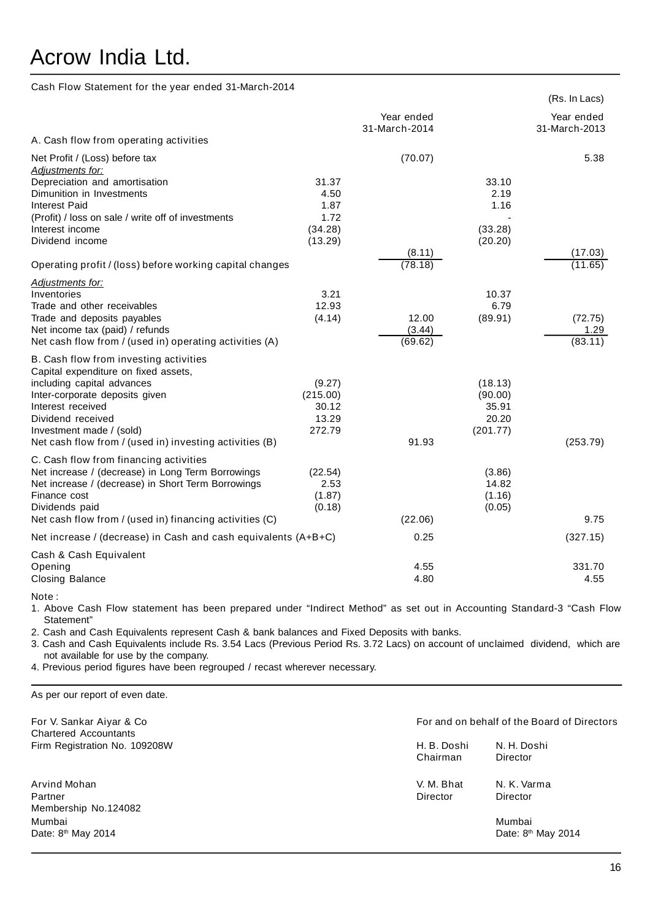# Acrow India Ltd.

Cash Flow Statement for the year ended 31-March-2014

(Rs. In Lacs)

| | | Year ended 31-March-2014 | | Year ended 31-March-2013 |
|---|---|---|---|---|
| **A. Cash flow from operating activities** | | | | |
| Net Profit / (Loss) before tax | | (70.07) | | 5.38 |
| *Adjustments for:* | | | | |
| Depreciation and amortisation | 31.37 | | 33.10 | |
| Dimunition in Investments | 4.50 | | 2.19 | |
| Interest Paid | 1.87 | | 1.16 | |
| (Profit) / loss on sale / write off of investments | 1.72 | | - | |
| Interest income | (34.28) | | (33.28) | |
| Dividend income | (13.29) | | (20.20) | |
| | | (8.11) | | (17.03) |
| Operating profit / (loss) before working capital changes | | (78.18) | | (11.65) |
| *Adjustments for:* | | | | |
| Inventories | 3.21 | | 10.37 | |
| Trade and other receivables | 12.93 | | 6.79 | |
| Trade and deposits payables | (4.14) | 12.00 | (89.91) | (72.75) |
| Net income tax (paid) / refunds | | (3.44) | | 1.29 |
| Net cash flow from / (used in) operating activities (A) | | (69.62) | | (83.11) |
| **B. Cash flow from investing activities** | | | | |
| Capital expenditure on fixed assets, including capital advances | (9.27) | | (18.13) | |
| Inter-corporate deposits given | (215.00) | | (90.00) | |
| Interest received | 30.12 | | 35.91 | |
| Dividend received | 13.29 | | 20.20 | |
| Investment made / (sold) | 272.79 | | (201.77) | |
| Net cash flow from / (used in) investing activities (B) | | 91.93 | | (253.79) |
| **C. Cash flow from financing activities** | | | | |
| Net increase / (decrease) in Long Term Borrowings | (22.54) | | (3.86) | |
| Net increase / (decrease) in Short Term Borrowings | 2.53 | | 14.82 | |
| Finance cost | (1.87) | | (1.16) | |
| Dividends paid | (0.18) | | (0.05) | |
| Net cash flow from / (used in) financing activities (C) | | (22.06) | | 9.75 |
| Net increase / (decrease) in Cash and cash equivalents (A+B+C) | | 0.25 | | (327.15) |
| Cash & Cash Equivalent | | | | |
| Opening | | 4.55 | | 331.70 |
| Closing Balance | | 4.80 | | 4.55 |

Note :

1. Above Cash Flow statement has been prepared under "Indirect Method" as set out in Accounting Standard-3 "Cash Flow Statement"
2. Cash and Cash Equivalents represent Cash & bank balances and Fixed Deposits with banks.
3. Cash and Cash Equivalents include Rs. 3.54 Lacs (Previous Period Rs. 3.72 Lacs) on account of unclaimed dividend, which are not available for use by the company.
4. Previous period figures have been regrouped / recast wherever necessary.

As per our report of even date.

For V. Sankar Aiyar & Co
Chartered Accountants
Firm Registration No. 109208W

Arvind Mohan
Partner
Membership No.124082

Mumbai
Date: 8th May 2014

For and on behalf of the Board of Directors

H. B. Doshi — Chairman
N. H. Doshi — Director
V. M. Bhat — Director
N. K. Varma — Director

Mumbai
Date: 8th May 2014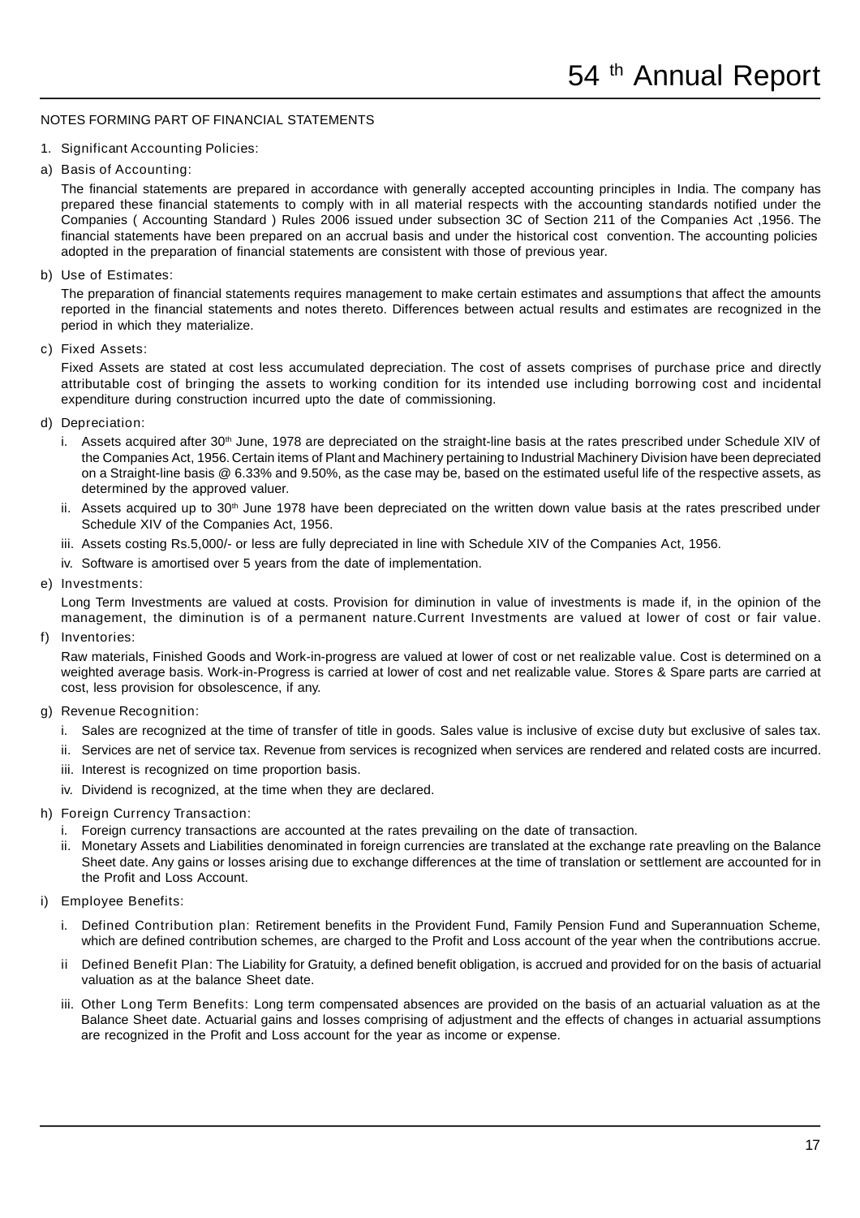NOTES FORMING PART OF FINANCIAL STATEMENTS

1. Significant Accounting Policies:

a) Basis of Accounting:

The financial statements are prepared in accordance with generally accepted accounting principles in India. The company has prepared these financial statements to comply with in all material respects with the accounting standards notified under the Companies ( Accounting Standard ) Rules 2006 issued under subsection 3C of Section 211 of the Companies Act ,1956. The financial statements have been prepared on an accrual basis and under the historical cost convention. The accounting policies adopted in the preparation of financial statements are consistent with those of previous year.

b) Use of Estimates:

The preparation of financial statements requires management to make certain estimates and assumptions that affect the amounts reported in the financial statements and notes thereto. Differences between actual results and estimates are recognized in the period in which they materialize.

c) Fixed Assets:

Fixed Assets are stated at cost less accumulated depreciation. The cost of assets comprises of purchase price and directly attributable cost of bringing the assets to working condition for its intended use including borrowing cost and incidental expenditure during construction incurred upto the date of commissioning.

d) Depreciation:

i. Assets acquired after 30th June, 1978 are depreciated on the straight-line basis at the rates prescribed under Schedule XIV of the Companies Act, 1956. Certain items of Plant and Machinery pertaining to Industrial Machinery Division have been depreciated on a Straight-line basis @ 6.33% and 9.50%, as the case may be, based on the estimated useful life of the respective assets, as determined by the approved valuer.

ii. Assets acquired up to 30th June 1978 have been depreciated on the written down value basis at the rates prescribed under Schedule XIV of the Companies Act, 1956.

iii. Assets costing Rs.5,000/- or less are fully depreciated in line with Schedule XIV of the Companies Act, 1956.

iv. Software is amortised over 5 years from the date of implementation.

e) Investments:

Long Term Investments are valued at costs. Provision for diminution in value of investments is made if, in the opinion of the management, the diminution is of a permanent nature.Current Investments are valued at lower of cost or fair value.

f) Inventories:

Raw materials, Finished Goods and Work-in-progress are valued at lower of cost or net realizable value. Cost is determined on a weighted average basis. Work-in-Progress is carried at lower of cost and net realizable value. Stores & Spare parts are carried at cost, less provision for obsolescence, if any.

g) Revenue Recognition:

i. Sales are recognized at the time of transfer of title in goods. Sales value is inclusive of excise duty but exclusive of sales tax.

ii. Services are net of service tax. Revenue from services is recognized when services are rendered and related costs are incurred.

iii. Interest is recognized on time proportion basis.

iv. Dividend is recognized, at the time when they are declared.

h) Foreign Currency Transaction:

i. Foreign currency transactions are accounted at the rates prevailing on the date of transaction.

ii. Monetary Assets and Liabilities denominated in foreign currencies are translated at the exchange rate preavling on the Balance Sheet date. Any gains or losses arising due to exchange differences at the time of translation or settlement are accounted for in the Profit and Loss Account.

i) Employee Benefits:

i. Defined Contribution plan: Retirement benefits in the Provident Fund, Family Pension Fund and Superannuation Scheme, which are defined contribution schemes, are charged to the Profit and Loss account of the year when the contributions accrue.

ii Defined Benefit Plan: The Liability for Gratuity, a defined benefit obligation, is accrued and provided for on the basis of actuarial valuation as at the balance Sheet date.

iii. Other Long Term Benefits: Long term compensated absences are provided on the basis of an actuarial valuation as at the Balance Sheet date. Actuarial gains and losses comprising of adjustment and the effects of changes in actuarial assumptions are recognized in the Profit and Loss account for the year as income or expense.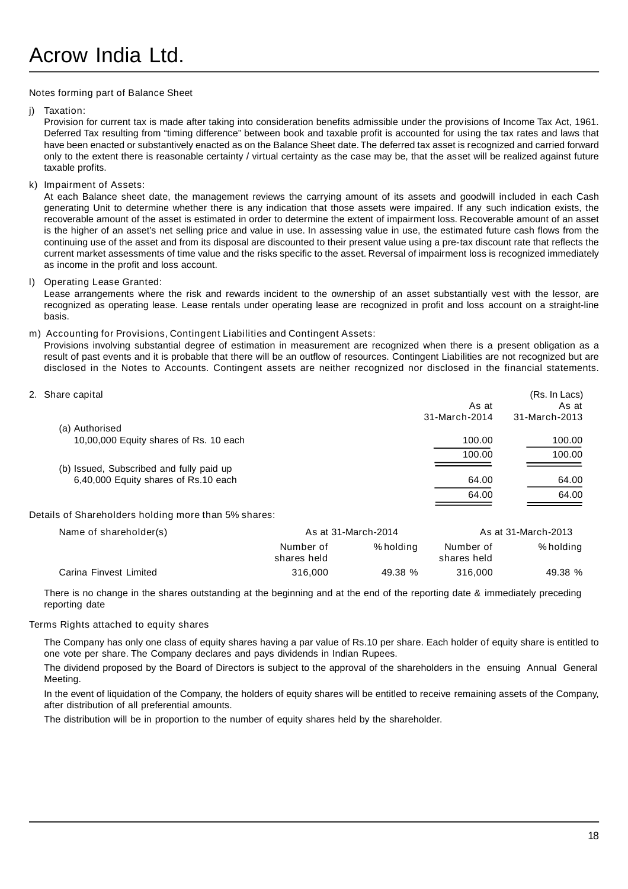Notes forming part of Balance Sheet

j) Taxation:

Provision for current tax is made after taking into consideration benefits admissible under the provisions of Income Tax Act, 1961. Deferred Tax resulting from “timing difference” between book and taxable profit is accounted for using the tax rates and laws that have been enacted or substantively enacted as on the Balance Sheet date. The deferred tax asset is recognized and carried forward only to the extent there is reasonable certainty / virtual certainty as the case may be, that the asset will be realized against future taxable profits.

k) Impairment of Assets:

At each Balance sheet date, the management reviews the carrying amount of its assets and goodwill included in each Cash generating Unit to determine whether there is any indication that those assets were impaired. If any such indication exists, the recoverable amount of the asset is estimated in order to determine the extent of impairment loss. Recoverable amount of an asset is the higher of an asset’s net selling price and value in use. In assessing value in use, the estimated future cash flows from the continuing use of the asset and from its disposal are discounted to their present value using a pre-tax discount rate that reflects the current market assessments of time value and the risks specific to the asset. Reversal of impairment loss is recognized immediately as income in the profit and loss account.

l) Operating Lease Granted:

Lease arrangements where the risk and rewards incident to the ownership of an asset substantially vest with the lessor, are recognized as operating lease. Lease rentals under operating lease are recognized in profit and loss account on a straight-line basis.

m) Accounting for Provisions, Contingent Liabilities and Contingent Assets:

Provisions involving substantial degree of estimation in measurement are recognized when there is a present obligation as a result of past events and it is probable that there will be an outflow of resources. Contingent Liabilities are not recognized but are disclosed in the Notes to Accounts. Contingent assets are neither recognized nor disclosed in the financial statements.

2. Share capital

| | As at 31-March-2014 | (Rs. In Lacs) As at 31-March-2013 |
|---|---|---|
| (a) Authorised | | |
| 10,00,000 Equity shares of Rs. 10 each | 100.00 | 100.00 |
| | 100.00 | 100.00 |
| (b) Issued, Subscribed and fully paid up | | |
| 6,40,000 Equity shares of Rs.10 each | 64.00 | 64.00 |
| | 64.00 | 64.00 |

Details of Shareholders holding more than 5% shares:

| Name of shareholder(s) | As at 31-March-2014 | | As at 31-March-2013 | |
|---|---|---|---|---|
| | Number of shares held | % holding | Number of shares held | % holding |
| Carina Finvest Limited | 316,000 | 49.38 % | 316,000 | 49.38 % |

There is no change in the shares outstanding at the beginning and at the end of the reporting date & immediately preceding reporting date

Terms Rights attached to equity shares

The Company has only one class of equity shares having a par value of Rs.10 per share. Each holder of equity share is entitled to one vote per share. The Company declares and pays dividends in Indian Rupees.

The dividend proposed by the Board of Directors is subject to the approval of the shareholders in the ensuing Annual General Meeting.

In the event of liquidation of the Company, the holders of equity shares will be entitled to receive remaining assets of the Company, after distribution of all preferential amounts.

The distribution will be in proportion to the number of equity shares held by the shareholder.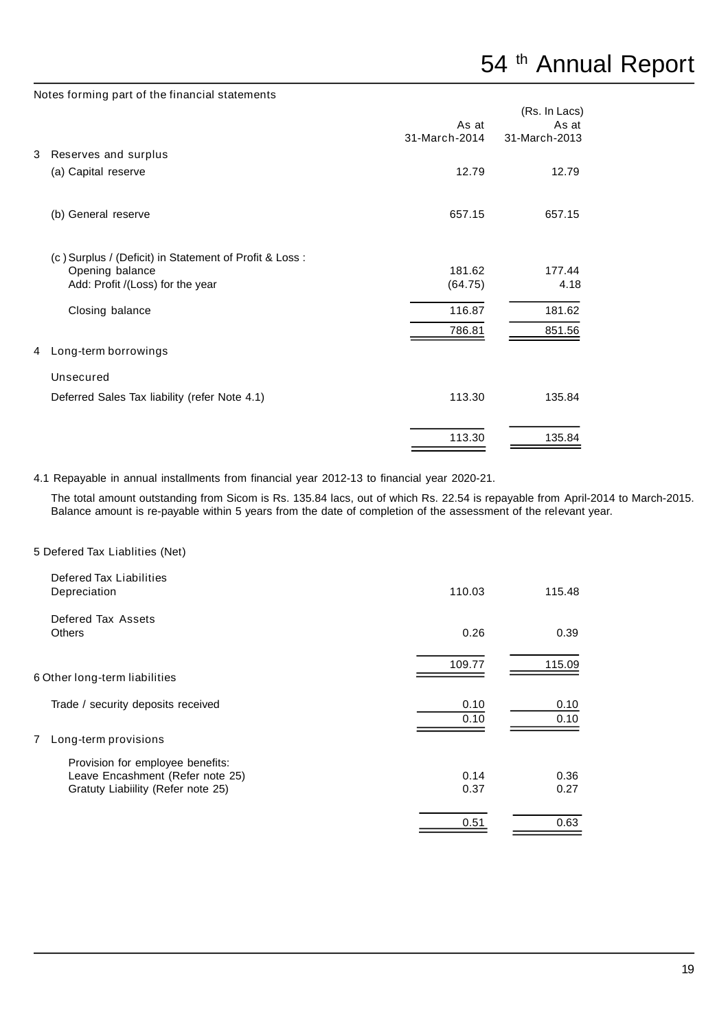Notes forming part of the financial statements

| | As at 31-March-2014 | (Rs. In Lacs) As at 31-March-2013 |
|---|---|---|
| **3 Reserves and surplus** | | |
| (a) Capital reserve | 12.79 | 12.79 |
| (b) General reserve | 657.15 | 657.15 |
| (c) Surplus / (Deficit) in Statement of Profit & Loss : | | |
| Opening balance | 181.62 | 177.44 |
| Add: Profit /(Loss) for the year | (64.75) | 4.18 |
| Closing balance | 116.87 | 181.62 |
| | 786.81 | 851.56 |
| **4 Long-term borrowings** | | |
| Unsecured | | |
| Deferred Sales Tax liability (refer Note 4.1) | 113.30 | 135.84 |
| | 113.30 | 135.84 |

4.1 Repayable in annual installments from financial year 2012-13 to financial year 2020-21.

The total amount outstanding from Sicom is Rs. 135.84 lacs, out of which Rs. 22.54 is repayable from April-2014 to March-2015. Balance amount is re-payable within 5 years from the date of completion of the assessment of the relevant year.

| | As at 31-March-2014 | As at 31-March-2013 |
|---|---|---|
| **5 Defered Tax Liablities (Net)** | | |
| Defered Tax Liabilities | | |
| Depreciation | 110.03 | 115.48 |
| Defered Tax Assets | | |
| Others | 0.26 | 0.39 |
| | 109.77 | 115.09 |
| **6 Other long-term liabilities** | | |
| Trade / security deposits received | 0.10 | 0.10 |
| | 0.10 | 0.10 |
| **7 Long-term provisions** | | |
| Provision for employee benefits: | | |
| Leave Encashment (Refer note 25) | 0.14 | 0.36 |
| Gratuty Liabiility (Refer note 25) | 0.37 | 0.27 |
| | 0.51 | 0.63 |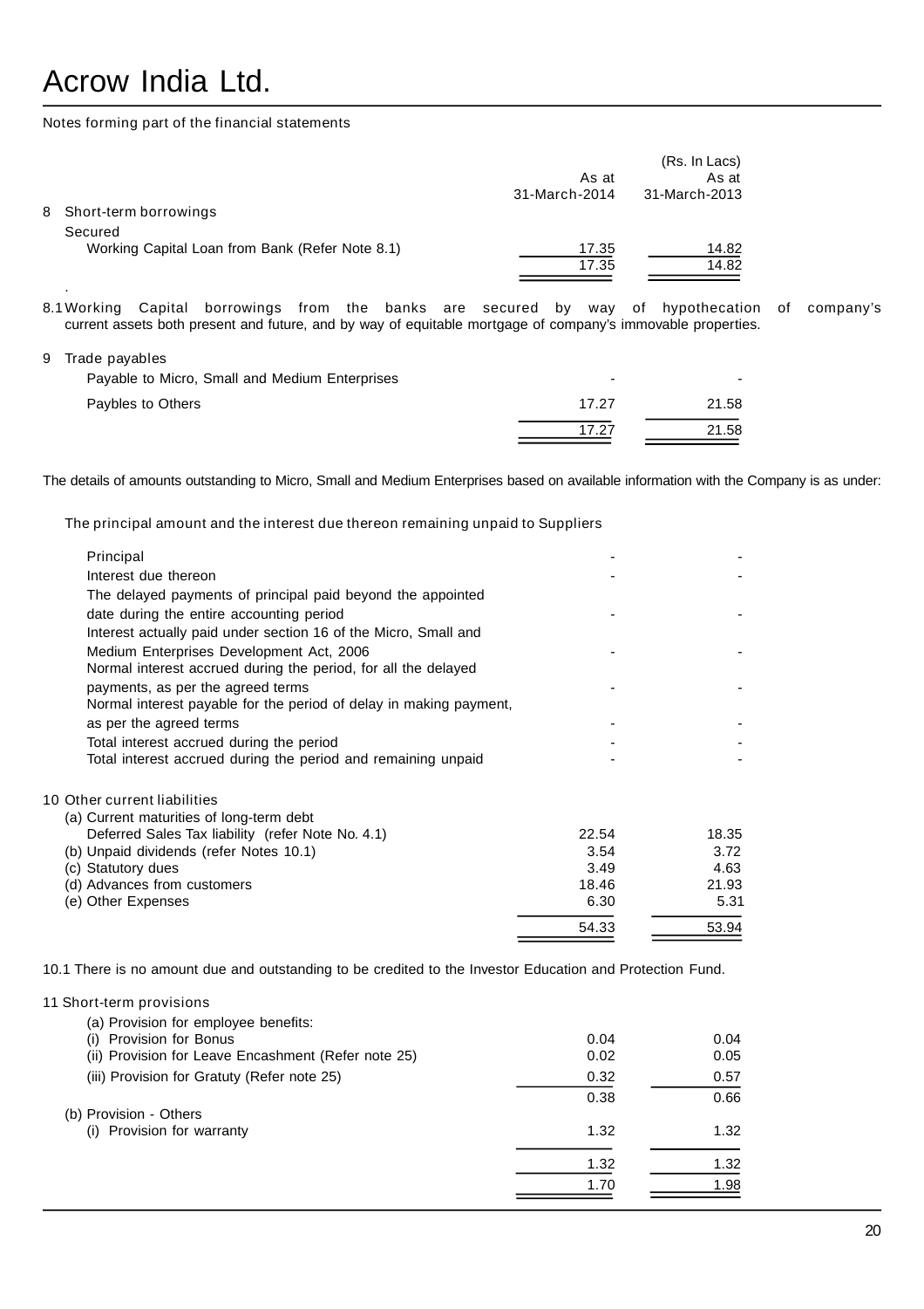# Acrow India Ltd.

Notes forming part of the financial statements

(Rs. In Lacs)

| | As at 31-March-2014 | As at 31-March-2013 |
|---|---|---|
| **8 Short-term borrowings** | | |
| Secured | | |
| Working Capital Loan from Bank (Refer Note 8.1) | 17.35 | 14.82 |
| | 17.35 | 14.82 |

8.1 Working Capital borrowings from the banks are secured by way of hypothecation of company's current assets both present and future, and by way of equitable mortgage of company's immovable properties.

| | As at 31-March-2014 | As at 31-March-2013 |
|---|---|---|
| **9 Trade payables** | | |
| Payable to Micro, Small and Medium Enterprises | - | - |
| Paybles to Others | 17.27 | 21.58 |
| | 17.27 | 21.58 |

The details of amounts outstanding to Micro, Small and Medium Enterprises based on available information with the Company is as under:

The principal amount and the interest due thereon remaining unpaid to Suppliers

| | As at 31-March-2014 | As at 31-March-2013 |
|---|---|---|
| Principal | - | - |
| Interest due thereon | - | - |
| The delayed payments of principal paid beyond the appointed date during the entire accounting period | - | - |
| Interest actually paid under section 16 of the Micro, Small and Medium Enterprises Development Act, 2006 | - | - |
| Normal interest accrued during the period, for all the delayed payments, as per the agreed terms | - | - |
| Normal interest payable for the period of delay in making payment, as per the agreed terms | - | - |
| Total interest accrued during the period | - | - |
| Total interest accrued during the period and remaining unpaid | - | - |

| | As at 31-March-2014 | As at 31-March-2013 |
|---|---|---|
| **10 Other current liabilities** | | |
| (a) Current maturities of long-term debt | | |
| Deferred Sales Tax liability (refer Note No. 4.1) | 22.54 | 18.35 |
| (b) Unpaid dividends (refer Notes 10.1) | 3.54 | 3.72 |
| (c) Statutory dues | 3.49 | 4.63 |
| (d) Advances from customers | 18.46 | 21.93 |
| (e) Other Expenses | 6.30 | 5.31 |
| | 54.33 | 53.94 |

10.1 There is no amount due and outstanding to be credited to the Investor Education and Protection Fund.

| | As at 31-March-2014 | As at 31-March-2013 |
|---|---|---|
| **11 Short-term provisions** | | |
| (a) Provision for employee benefits: | | |
| (i) Provision for Bonus | 0.04 | 0.04 |
| (ii) Provision for Leave Encashment (Refer note 25) | 0.02 | 0.05 |
| (iii) Provision for Gratuty (Refer note 25) | 0.32 | 0.57 |
| | 0.38 | 0.66 |
| (b) Provision - Others | | |
| (i) Provision for warranty | 1.32 | 1.32 |
| | 1.32 | 1.32 |
| | 1.70 | 1.98 |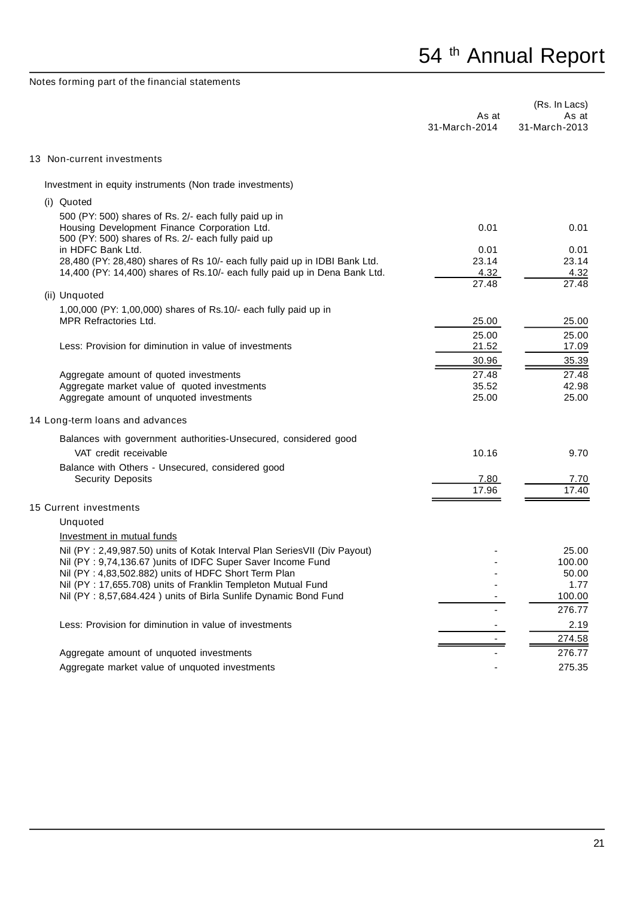Notes forming part of the financial statements

| | As at 31-March-2014 | (Rs. In Lacs) As at 31-March-2013 |
|---|---|---|
| **13 Non-current investments** | | |
| Investment in equity instruments (Non trade investments) | | |
| (i) Quoted | | |
| 500 (PY: 500) shares of Rs. 2/- each fully paid up in Housing Development Finance Corporation Ltd. | 0.01 | 0.01 |
| 500 (PY: 500) shares of Rs. 2/- each fully paid up in HDFC Bank Ltd. | 0.01 | 0.01 |
| 28,480 (PY: 28,480) shares of Rs 10/- each fully paid up in IDBI Bank Ltd. | 23.14 | 23.14 |
| 14,400 (PY: 14,400) shares of Rs.10/- each fully paid up in Dena Bank Ltd. | 4.32 | 4.32 |
| | 27.48 | 27.48 |
| (ii) Unquoted | | |
| 1,00,000 (PY: 1,00,000) shares of Rs.10/- each fully paid up in MPR Refractories Ltd. | 25.00 | 25.00 |
| | 25.00 | 25.00 |
| Less: Provision for diminution in value of investments | 21.52 | 17.09 |
| | 30.96 | 35.39 |
| Aggregate amount of quoted investments | 27.48 | 27.48 |
| Aggregate market value of quoted investments | 35.52 | 42.98 |
| Aggregate amount of unquoted investments | 25.00 | 25.00 |
| **14 Long-term loans and advances** | | |
| Balances with government authorities-Unsecured, considered good | | |
| VAT credit receivable | 10.16 | 9.70 |
| Balance with Others - Unsecured, considered good | | |
| Security Deposits | 7.80 | 7.70 |
| | 17.96 | 17.40 |
| **15 Current investments** | | |
| Unquoted | | |
| Investment in mutual funds | | |
| Nil (PY : 2,49,987.50) units of Kotak Interval Plan SeriesVII (Div Payout) | - | 25.00 |
| Nil (PY : 9,74,136.67 )units of IDFC Super Saver Income Fund | - | 100.00 |
| Nil (PY : 4,83,502.882) units of HDFC Short Term Plan | - | 50.00 |
| Nil (PY : 17,655.708) units of Franklin Templeton Mutual Fund | - | 1.77 |
| Nil (PY : 8,57,684.424 ) units of Birla Sunlife Dynamic Bond Fund | - | 100.00 |
| | - | 276.77 |
| Less: Provision for diminution in value of investments | - | 2.19 |
| | - | 274.58 |
| Aggregate amount of unquoted investments | - | 276.77 |
| Aggregate market value of unquoted investments | - | 275.35 |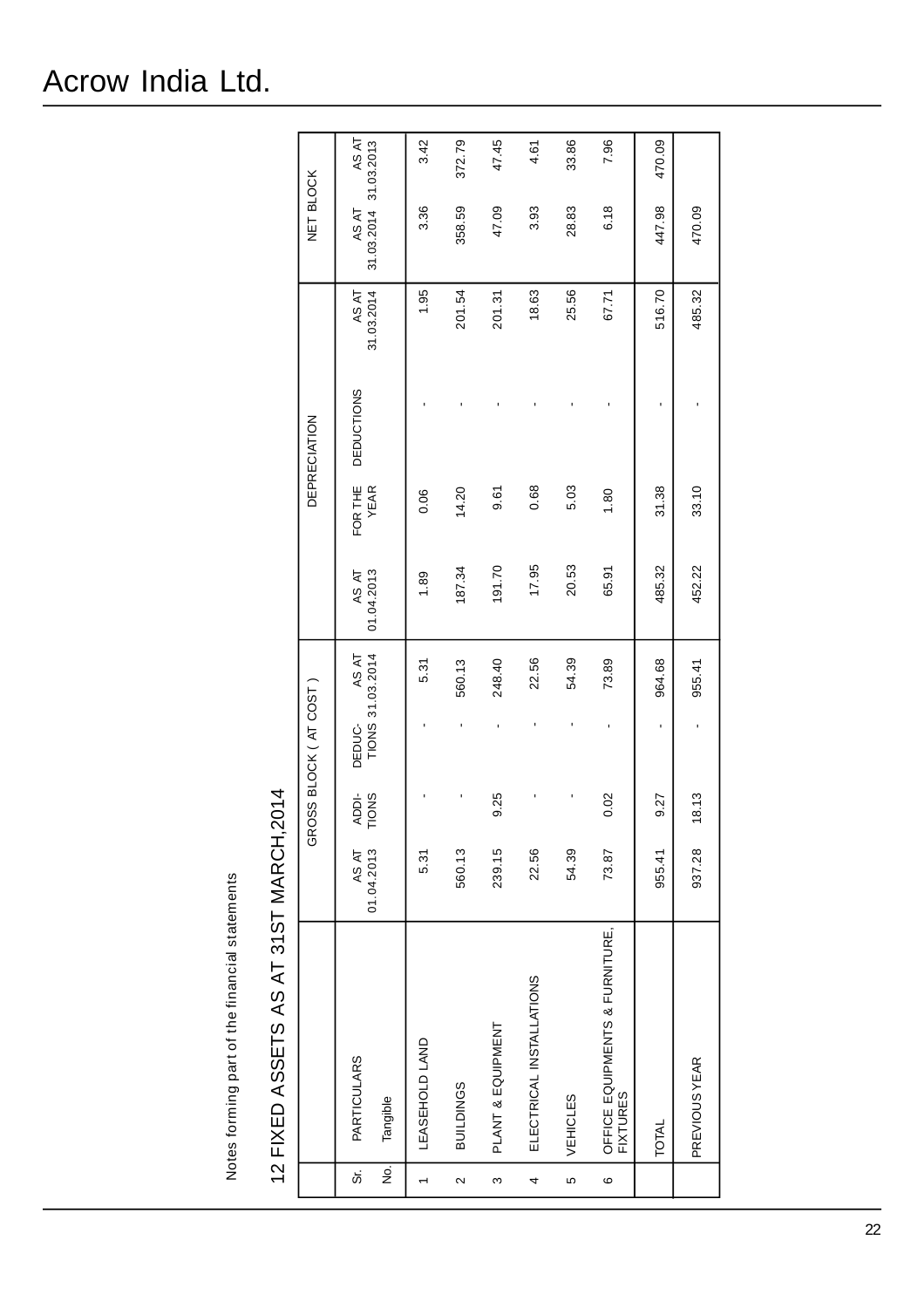Notes forming part of the financial statements

## 12 FIXED ASSETS AS AT 31ST MARCH,2014

| Sr. No. | PARTICULARS | GROSS BLOCK ( AT COST ) | | | | DEPRECIATION | | | | NET BLOCK | |
|---|---|---|---|---|---|---|---|---|---|---|---|
| | | AS AT 01.04.2013 | ADDI-TIONS | DEDUC-TIONS | AS AT 31.03.2014 | AS AT 01.04.2013 | FOR THE YEAR | DEDUCTIONS | AS AT 31.03.2014 | AS AT 31.03.2014 | AS AT 31.03.2013 |
| | Tangible | | | | | | | | | | |
| 1 | LEASEHOLD LAND | 5.31 | - | - | 5.31 | 1.89 | 0.06 | - | 1.95 | 3.36 | 3.42 |
| 2 | BUILDINGS | 560.13 | - | - | 560.13 | 187.34 | 14.20 | - | 201.54 | 358.59 | 372.79 |
| 3 | PLANT & EQUIPMENT | 239.15 | 9.25 | - | 248.40 | 191.70 | 9.61 | - | 201.31 | 47.09 | 47.45 |
| 4 | ELECTRICAL INSTALLATIONS | 22.56 | - | - | 22.56 | 17.95 | 0.68 | - | 18.63 | 3.93 | 4.61 |
| 5 | VEHICLES | 54.39 | - | - | 54.39 | 20.53 | 5.03 | - | 25.56 | 28.83 | 33.86 |
| 6 | OFFICE EQUIPMENTS & FURNITURE, FIXTURES | 73.87 | 0.02 | - | 73.89 | 65.91 | 1.80 | - | 67.71 | 6.18 | 7.96 |
| | TOTAL | 955.41 | 9.27 | - | 964.68 | 485.32 | 31.38 | - | 516.70 | 447.98 | 470.09 |
| | PREVIOUS YEAR | 937.28 | 18.13 | - | 955.41 | 452.22 | 33.10 | - | 485.32 | 470.09 | |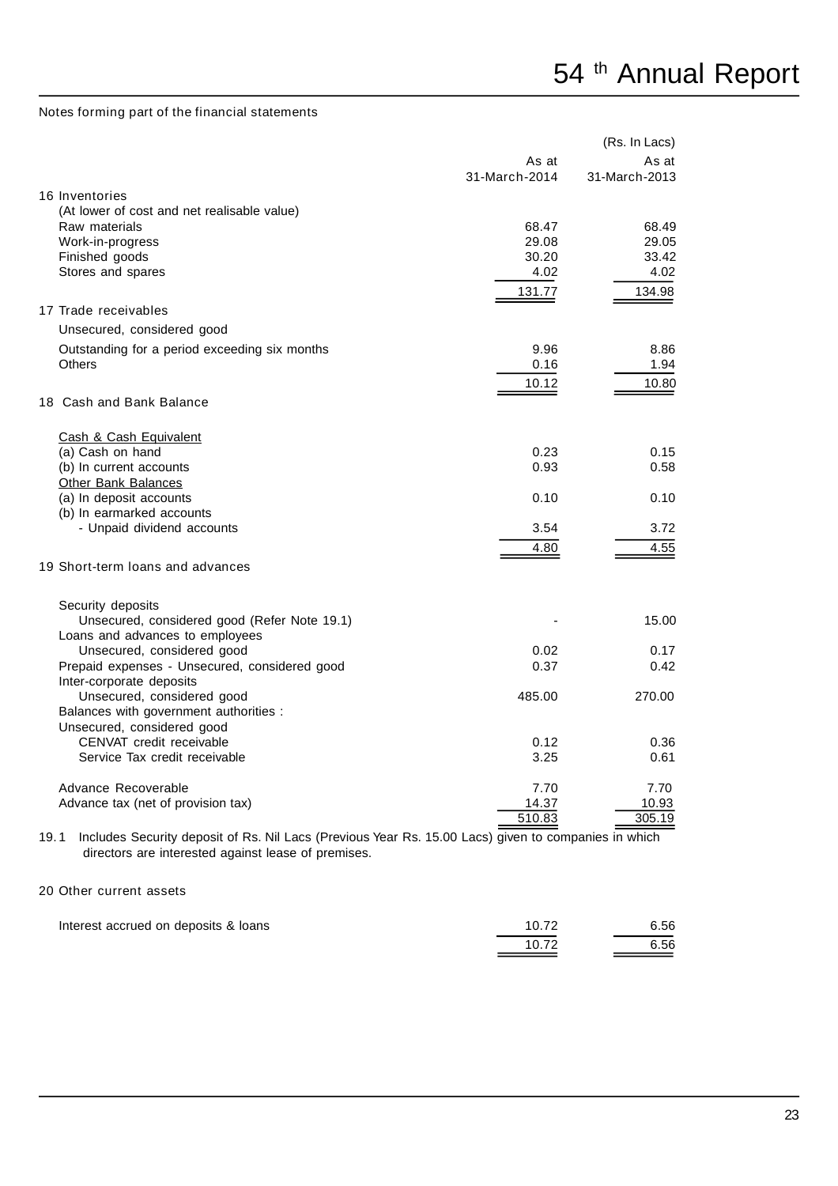Notes forming part of the financial statements

| | As at 31-March-2014 | As at 31-March-2013 |
|---|---|---|
| | | (Rs. In Lacs) |
| **16 Inventories** | | |
| (At lower of cost and net realisable value) | | |
| Raw materials | 68.47 | 68.49 |
| Work-in-progress | 29.08 | 29.05 |
| Finished goods | 30.20 | 33.42 |
| Stores and spares | 4.02 | 4.02 |
| | 131.77 | 134.98 |
| **17 Trade receivables** | | |
| Unsecured, considered good | | |
| Outstanding for a period exceeding six months | 9.96 | 8.86 |
| Others | 0.16 | 1.94 |
| | 10.12 | 10.80 |
| **18 Cash and Bank Balance** | | |
| Cash & Cash Equivalent | | |
| (a) Cash on hand | 0.23 | 0.15 |
| (b) In current accounts | 0.93 | 0.58 |
| Other Bank Balances | | |
| (a) In deposit accounts | 0.10 | 0.10 |
| (b) In earmarked accounts | | |
| - Unpaid dividend accounts | 3.54 | 3.72 |
| | 4.80 | 4.55 |
| **19 Short-term loans and advances** | | |
| Security deposits | | |
| Unsecured, considered good (Refer Note 19.1) | - | 15.00 |
| Loans and advances to employees | | |
| Unsecured, considered good | 0.02 | 0.17 |
| Prepaid expenses - Unsecured, considered good | 0.37 | 0.42 |
| Inter-corporate deposits | | |
| Unsecured, considered good | 485.00 | 270.00 |
| Balances with government authorities : | | |
| Unsecured, considered good | | |
| CENVAT credit receivable | 0.12 | 0.36 |
| Service Tax credit receivable | 3.25 | 0.61 |
| Advance Recoverable | 7.70 | 7.70 |
| Advance tax (net of provision tax) | 14.37 | 10.93 |
| | 510.83 | 305.19 |

19.1 Includes Security deposit of Rs. Nil Lacs (Previous Year Rs. 15.00 Lacs) given to companies in which directors are interested against lease of premises.

| | As at 31-March-2014 | As at 31-March-2013 |
|---|---|---|
| **20 Other current assets** | | |
| Interest accrued on deposits & loans | 10.72 | 6.56 |
| | 10.72 | 6.56 |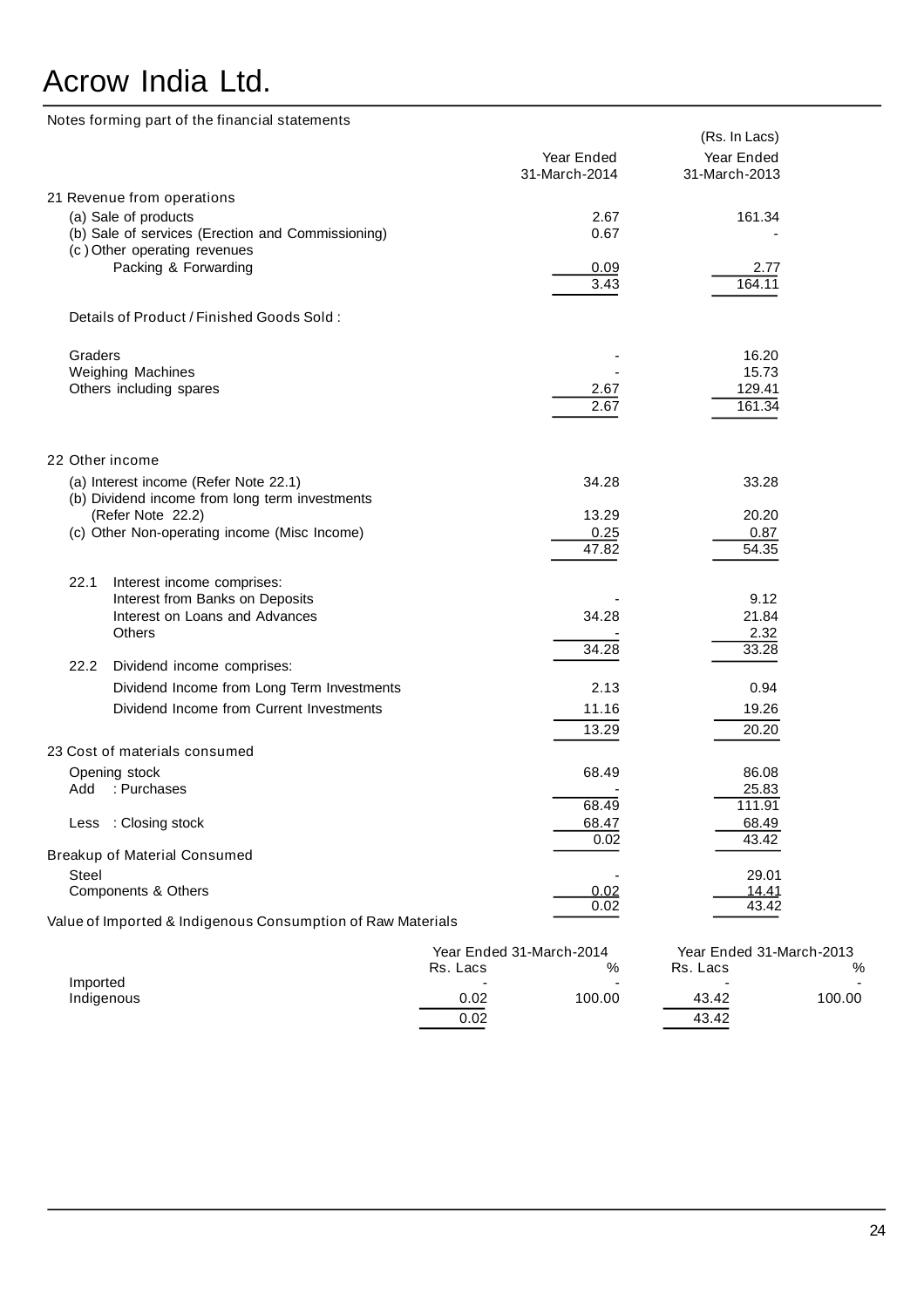# Acrow India Ltd.

Notes forming part of the financial statements

(Rs. In Lacs)

| | Year Ended 31-March-2014 | Year Ended 31-March-2013 |
|---|---|---|
| **21 Revenue from operations** | | |
| (a) Sale of products | 2.67 | 161.34 |
| (b) Sale of services (Erection and Commissioning) | 0.67 | - |
| (c ) Other operating revenues | | |
| Packing & Forwarding | 0.09 | 2.77 |
| | 3.43 | 164.11 |
| Details of Product / Finished Goods Sold : | | |
| Graders | - | 16.20 |
| Weighing Machines | - | 15.73 |
| Others including spares | 2.67 | 129.41 |
| | 2.67 | 161.34 |
| **22 Other income** | | |
| (a) Interest income (Refer Note 22.1) | 34.28 | 33.28 |
| (b) Dividend income from long term investments (Refer Note 22.2) | 13.29 | 20.20 |
| (c) Other Non-operating income (Misc Income) | 0.25 | 0.87 |
| | 47.82 | 54.35 |
| 22.1 Interest income comprises: | | |
| Interest from Banks on Deposits | - | 9.12 |
| Interest on Loans and Advances | 34.28 | 21.84 |
| Others | - | 2.32 |
| | 34.28 | 33.28 |
| 22.2 Dividend income comprises: | | |
| Dividend Income from Long Term Investments | 2.13 | 0.94 |
| Dividend Income from Current Investments | 11.16 | 19.26 |
| | 13.29 | 20.20 |
| **23 Cost of materials consumed** | | |
| Opening stock | 68.49 | 86.08 |
| Add : Purchases | - | 25.83 |
| | 68.49 | 111.91 |
| Less : Closing stock | 68.47 | 68.49 |
| | 0.02 | 43.42 |
| **Breakup of Material Consumed** | | |
| Steel | - | 29.01 |
| Components & Others | 0.02 | 14.41 |
| | 0.02 | 43.42 |

Value of Imported & Indigenous Consumption of Raw Materials

| | Year Ended 31-March-2014 | | Year Ended 31-March-2013 | |
|---|---|---|---|---|
| | Rs. Lacs | % | Rs. Lacs | % |
| Imported | - | - | - | - |
| Indigenous | 0.02 | 100.00 | 43.42 | 100.00 |
| | 0.02 | | 43.42 | |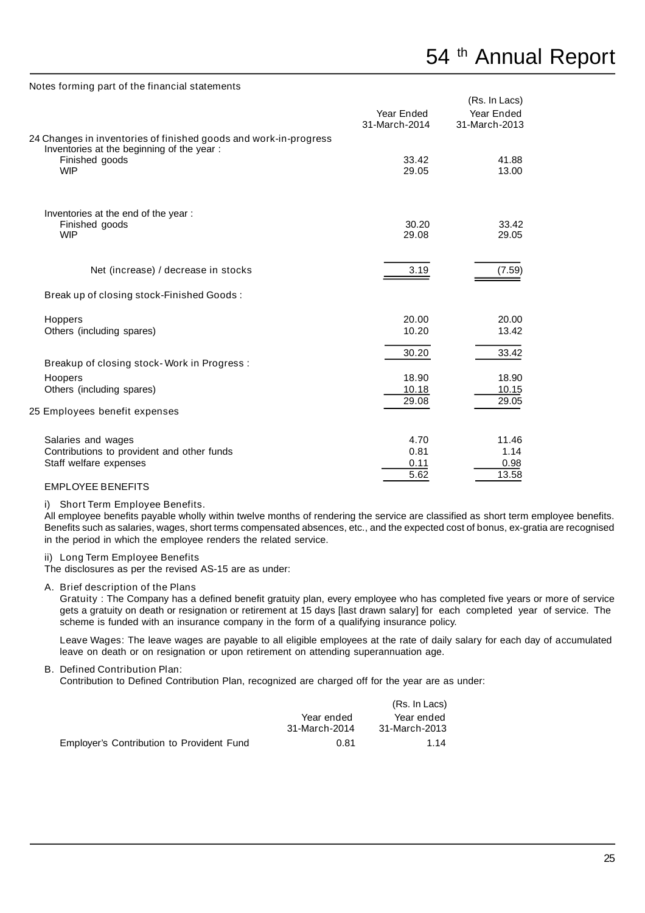Notes forming part of the financial statements

| | Year Ended 31-March-2014 | Year Ended 31-March-2013 |
|---|---|---|
| | | (Rs. In Lacs) |
| **24 Changes in inventories of finished goods and work-in-progress** | | |
| Inventories at the beginning of the year : | | |
| Finished goods | 33.42 | 41.88 |
| WIP | 29.05 | 13.00 |
| Inventories at the end of the year : | | |
| Finished goods | 30.20 | 33.42 |
| WIP | 29.08 | 29.05 |
| Net (increase) / decrease in stocks | 3.19 | (7.59) |
| Break up of closing stock-Finished Goods : | | |
| Hoppers | 20.00 | 20.00 |
| Others (including spares) | 10.20 | 13.42 |
| | 30.20 | 33.42 |
| Breakup of closing stock- Work in Progress : | | |
| Hoopers | 18.90 | 18.90 |
| Others (including spares) | 10.18 | 10.15 |
| | 29.08 | 29.05 |
| **25 Employees benefit expenses** | | |
| Salaries and wages | 4.70 | 11.46 |
| Contributions to provident and other funds | 0.81 | 1.14 |
| Staff welfare expenses | 0.11 | 0.98 |
| | 5.62 | 13.58 |

EMPLOYEE BENEFITS

i) Short Term Employee Benefits.

All employee benefits payable wholly within twelve months of rendering the service are classified as short term employee benefits. Benefits such as salaries, wages, short terms compensated absences, etc., and the expected cost of bonus, ex-gratia are recognised in the period in which the employee renders the related service.

ii) Long Term Employee Benefits

The disclosures as per the revised AS-15 are as under:

A. Brief description of the Plans

Gratuity : The Company has a defined benefit gratuity plan, every employee who has completed five years or more of service gets a gratuity on death or resignation or retirement at 15 days [last drawn salary] for each completed year of service. The scheme is funded with an insurance company in the form of a qualifying insurance policy.

Leave Wages: The leave wages are payable to all eligible employees at the rate of daily salary for each day of accumulated leave on death or on resignation or upon retirement on attending superannuation age.

B. Defined Contribution Plan:

Contribution to Defined Contribution Plan, recognized are charged off for the year are as under:

| | Year ended 31-March-2014 | Year ended 31-March-2013 |
|---|---|---|
| | | (Rs. In Lacs) |
| Employer's Contribution to Provident Fund | 0.81 | 1.14 |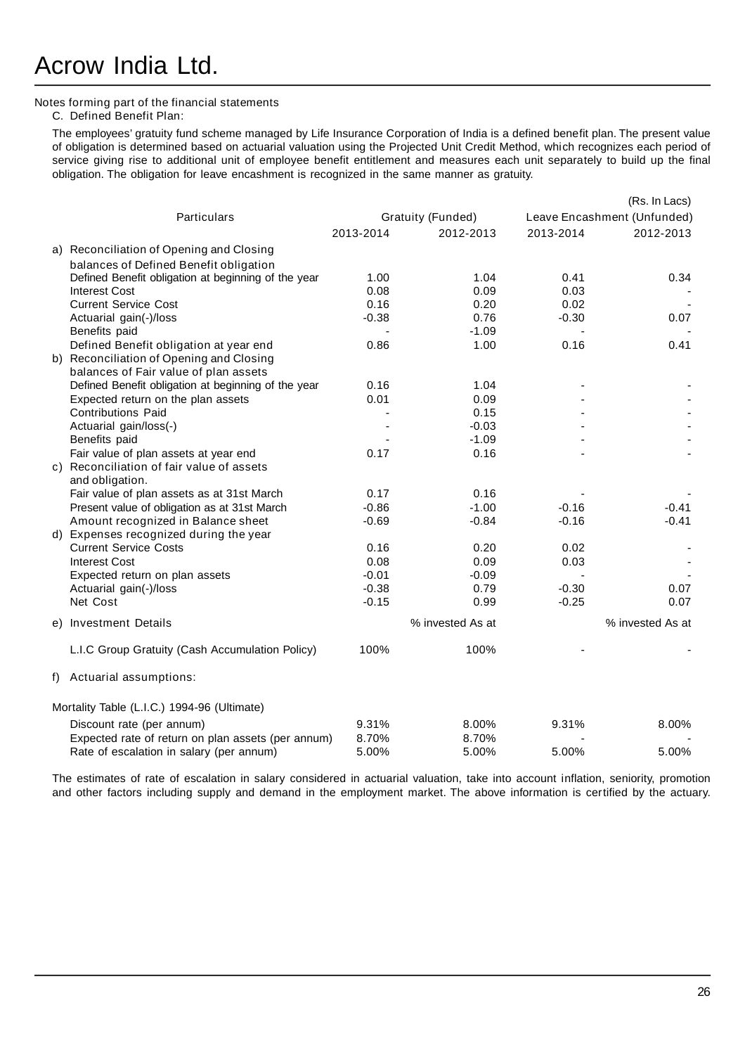# Acrow India Ltd.

Notes forming part of the financial statements

C. Defined Benefit Plan:

The employees' gratuity fund scheme managed by Life Insurance Corporation of India is a defined benefit plan. The present value of obligation is determined based on actuarial valuation using the Projected Unit Credit Method, which recognizes each period of service giving rise to additional unit of employee benefit entitlement and measures each unit separately to build up the final obligation. The obligation for leave encashment is recognized in the same manner as gratuity.

(Rs. In Lacs)

| Particulars | Gratuity (Funded) | | Leave Encashment (Unfunded) | |
|---|---|---|---|---|
| | 2013-2014 | 2012-2013 | 2013-2014 | 2012-2013 |
| a) Reconciliation of Opening and Closing balances of Defined Benefit obligation | | | | |
| Defined Benefit obligation at beginning of the year | 1.00 | 1.04 | 0.41 | 0.34 |
| Interest Cost | 0.08 | 0.09 | 0.03 | - |
| Current Service Cost | 0.16 | 0.20 | 0.02 | - |
| Actuarial gain(-)/loss | -0.38 | 0.76 | -0.30 | 0.07 |
| Benefits paid | - | -1.09 | - | - |
| Defined Benefit obligation at year end | 0.86 | 1.00 | 0.16 | 0.41 |
| b) Reconciliation of Opening and Closing balances of Fair value of plan assets | | | | |
| Defined Benefit obligation at beginning of the year | 0.16 | 1.04 | - | - |
| Expected return on the plan assets | 0.01 | 0.09 | - | - |
| Contributions Paid | - | 0.15 | - | - |
| Actuarial gain/loss(-) | - | -0.03 | - | - |
| Benefits paid | - | -1.09 | - | - |
| Fair value of plan assets at year end | 0.17 | 0.16 | - | - |
| c) Reconciliation of fair value of assets and obligation. | | | | |
| Fair value of plan assets as at 31st March | 0.17 | 0.16 | - | - |
| Present value of obligation as at 31st March | -0.86 | -1.00 | -0.16 | -0.41 |
| Amount recognized in Balance sheet | -0.69 | -0.84 | -0.16 | -0.41 |
| d) Expenses recognized during the year | | | | |
| Current Service Costs | 0.16 | 0.20 | 0.02 | - |
| Interest Cost | 0.08 | 0.09 | 0.03 | - |
| Expected return on plan assets | -0.01 | -0.09 | - | - |
| Actuarial gain(-)/loss | -0.38 | 0.79 | -0.30 | 0.07 |
| Net Cost | -0.15 | 0.99 | -0.25 | 0.07 |
| e) Investment Details | | % invested As at | | % invested As at |
| L.I.C Group Gratuity (Cash Accumulation Policy) | 100% | 100% | - | - |
| f) Actuarial assumptions: | | | | |
| Mortality Table (L.I.C.) 1994-96 (Ultimate) | | | | |
| Discount rate (per annum) | 9.31% | 8.00% | 9.31% | 8.00% |
| Expected rate of return on plan assets (per annum) | 8.70% | 8.70% | - | - |
| Rate of escalation in salary (per annum) | 5.00% | 5.00% | 5.00% | 5.00% |

The estimates of rate of escalation in salary considered in actuarial valuation, take into account inflation, seniority, promotion and other factors including supply and demand in the employment market. The above information is certified by the actuary.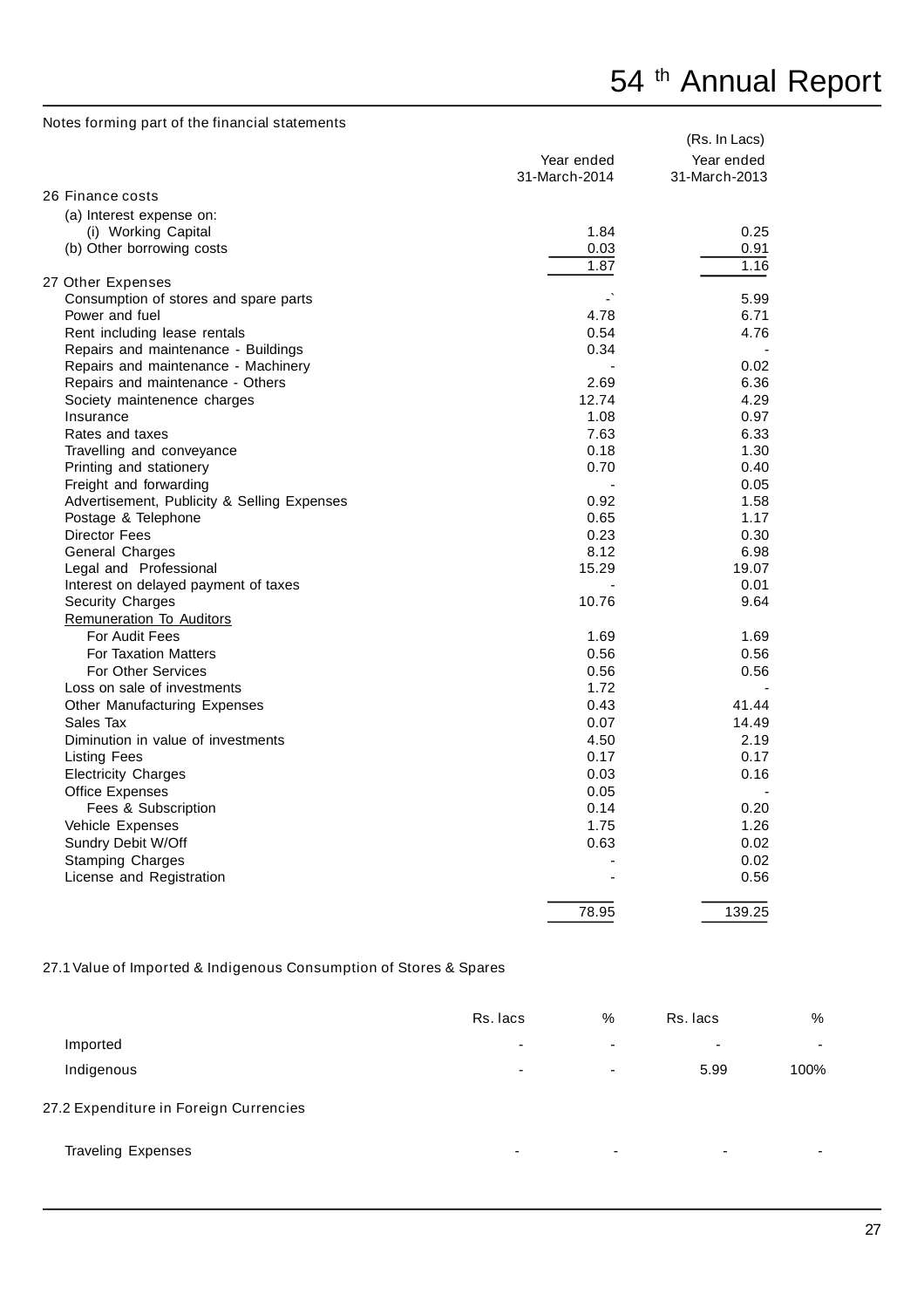Notes forming part of the financial statements

| | Year ended 31-March-2014 | (Rs. In Lacs) Year ended 31-March-2013 |
|---|---|---|
| **26 Finance costs** | | |
| (a) Interest expense on: | | |
| (i) Working Capital | 1.84 | 0.25 |
| (b) Other borrowing costs | 0.03 | 0.91 |
| | 1.87 | 1.16 |
| **27 Other Expenses** | | |
| Consumption of stores and spare parts | -` | 5.99 |
| Power and fuel | 4.78 | 6.71 |
| Rent including lease rentals | 0.54 | 4.76 |
| Repairs and maintenance - Buildings | 0.34 | - |
| Repairs and maintenance - Machinery | - | 0.02 |
| Repairs and maintenance - Others | 2.69 | 6.36 |
| Society maintenence charges | 12.74 | 4.29 |
| Insurance | 1.08 | 0.97 |
| Rates and taxes | 7.63 | 6.33 |
| Travelling and conveyance | 0.18 | 1.30 |
| Printing and stationery | 0.70 | 0.40 |
| Freight and forwarding | - | 0.05 |
| Advertisement, Publicity & Selling Expenses | 0.92 | 1.58 |
| Postage & Telephone | 0.65 | 1.17 |
| Director Fees | 0.23 | 0.30 |
| General Charges | 8.12 | 6.98 |
| Legal and Professional | 15.29 | 19.07 |
| Interest on delayed payment of taxes | - | 0.01 |
| Security Charges | 10.76 | 9.64 |
| Remuneration To Auditors | | |
| For Audit Fees | 1.69 | 1.69 |
| For Taxation Matters | 0.56 | 0.56 |
| For Other Services | 0.56 | 0.56 |
| Loss on sale of investments | 1.72 | - |
| Other Manufacturing Expenses | 0.43 | 41.44 |
| Sales Tax | 0.07 | 14.49 |
| Diminution in value of investments | 4.50 | 2.19 |
| Listing Fees | 0.17 | 0.17 |
| Electricity Charges | 0.03 | 0.16 |
| Office Expenses | 0.05 | - |
| Fees & Subscription | 0.14 | 0.20 |
| Vehicle Expenses | 1.75 | 1.26 |
| Sundry Debit W/Off | 0.63 | 0.02 |
| Stamping Charges | - | 0.02 |
| License and Registration | - | 0.56 |
| | 78.95 | 139.25 |

27.1 Value of Imported & Indigenous Consumption of Stores & Spares

| | Rs. lacs | % | Rs. lacs | % |
|---|---|---|---|---|
| Imported | - | - | - | - |
| Indigenous | - | - | 5.99 | 100% |

27.2 Expenditure in Foreign Currencies

| | | | | |
|---|---|---|---|---|
| Traveling Expenses | - | - | - | - |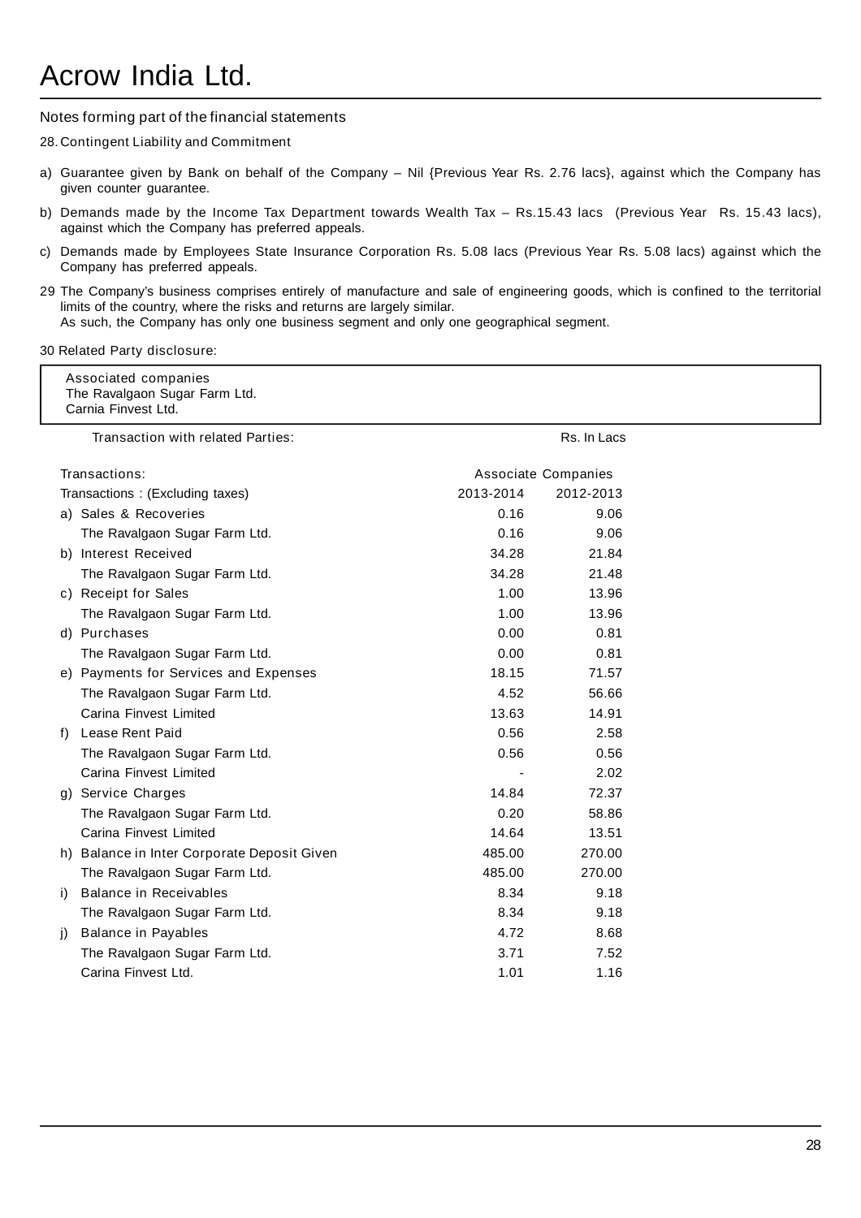# Acrow India Ltd.

Notes forming part of the financial statements

28. Contingent Liability and Commitment

a) Guarantee given by Bank on behalf of the Company – Nil {Previous Year Rs. 2.76 lacs}, against which the Company has given counter guarantee.

b) Demands made by the Income Tax Department towards Wealth Tax – Rs.15.43 lacs (Previous Year Rs. 15.43 lacs), against which the Company has preferred appeals.

c) Demands made by Employees State Insurance Corporation Rs. 5.08 lacs (Previous Year Rs. 5.08 lacs) against which the Company has preferred appeals.

29 The Company's business comprises entirely of manufacture and sale of engineering goods, which is confined to the territorial limits of the country, where the risks and returns are largely similar.
As such, the Company has only one business segment and only one geographical segment.

30 Related Party disclosure:

Associated companies
The Ravalgaon Sugar Farm Ltd.
Carnia Finvest Ltd.

Transaction with related Parties: Rs. In Lacs

| Transactions: | Associate Companies | |
|---|---|---|
| Transactions : (Excluding taxes) | 2013-2014 | 2012-2013 |
| a) Sales & Recoveries | 0.16 | 9.06 |
| The Ravalgaon Sugar Farm Ltd. | 0.16 | 9.06 |
| b) Interest Received | 34.28 | 21.84 |
| The Ravalgaon Sugar Farm Ltd. | 34.28 | 21.48 |
| c) Receipt for Sales | 1.00 | 13.96 |
| The Ravalgaon Sugar Farm Ltd. | 1.00 | 13.96 |
| d) Purchases | 0.00 | 0.81 |
| The Ravalgaon Sugar Farm Ltd. | 0.00 | 0.81 |
| e) Payments for Services and Expenses | 18.15 | 71.57 |
| The Ravalgaon Sugar Farm Ltd. | 4.52 | 56.66 |
| Carina Finvest Limited | 13.63 | 14.91 |
| f) Lease Rent Paid | 0.56 | 2.58 |
| The Ravalgaon Sugar Farm Ltd. | 0.56 | 0.56 |
| Carina Finvest Limited | - | 2.02 |
| g) Service Charges | 14.84 | 72.37 |
| The Ravalgaon Sugar Farm Ltd. | 0.20 | 58.86 |
| Carina Finvest Limited | 14.64 | 13.51 |
| h) Balance in Inter Corporate Deposit Given | 485.00 | 270.00 |
| The Ravalgaon Sugar Farm Ltd. | 485.00 | 270.00 |
| i) Balance in Receivables | 8.34 | 9.18 |
| The Ravalgaon Sugar Farm Ltd. | 8.34 | 9.18 |
| j) Balance in Payables | 4.72 | 8.68 |
| The Ravalgaon Sugar Farm Ltd. | 3.71 | 7.52 |
| Carina Finvest Ltd. | 1.01 | 1.16 |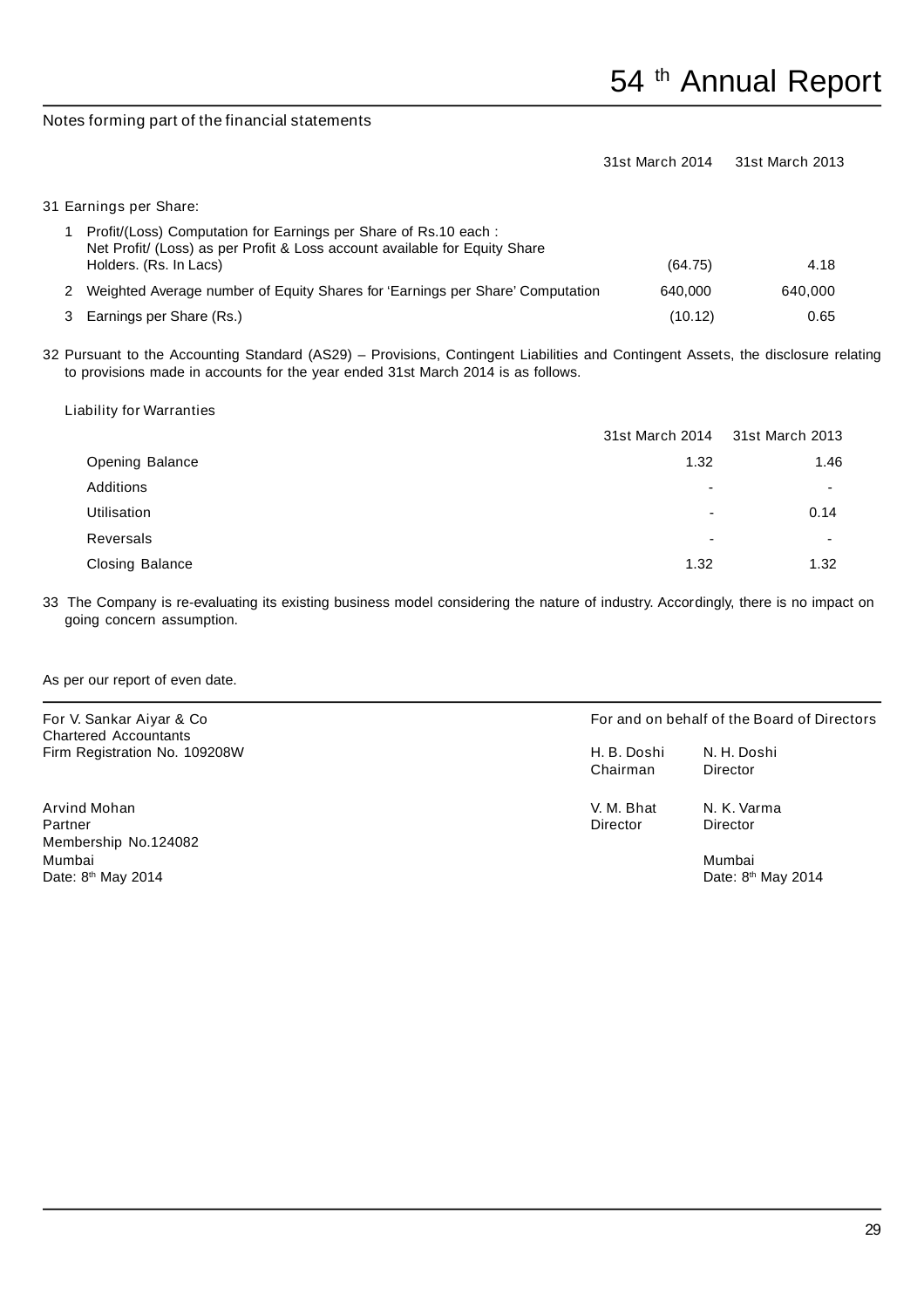Notes forming part of the financial statements

| | | 31st March 2014 | 31st March 2013 |
|---|---|---|---|
| **31 Earnings per Share:** | | | |
| 1 | Profit/(Loss) Computation for Earnings per Share of Rs.10 each : Net Profit/ (Loss) as per Profit & Loss account available for Equity Share Holders. (Rs. In Lacs) | (64.75) | 4.18 |
| 2 | Weighted Average number of Equity Shares for 'Earnings per Share' Computation | 640,000 | 640,000 |
| 3 | Earnings per Share (Rs.) | (10.12) | 0.65 |

32 Pursuant to the Accounting Standard (AS29) – Provisions, Contingent Liabilities and Contingent Assets, the disclosure relating to provisions made in accounts for the year ended 31st March 2014 is as follows.

Liability for Warranties

| | 31st March 2014 | 31st March 2013 |
|---|---|---|
| Opening Balance | 1.32 | 1.46 |
| Additions | - | - |
| Utilisation | - | 0.14 |
| Reversals | - | - |
| Closing Balance | 1.32 | 1.32 |

33 The Company is re-evaluating its existing business model considering the nature of industry. Accordingly, there is no impact on going concern assumption.

As per our report of even date.

For V. Sankar Aiyar & Co
Chartered Accountants
Firm Registration No. 109208W

Arvind Mohan
Partner
Membership No.124082
Mumbai
Date: 8th May 2014

For and on behalf of the Board of Directors

H. B. Doshi
Chairman

N. H. Doshi
Director

V. M. Bhat
Director

N. K. Varma
Director

Mumbai
Date: 8th May 2014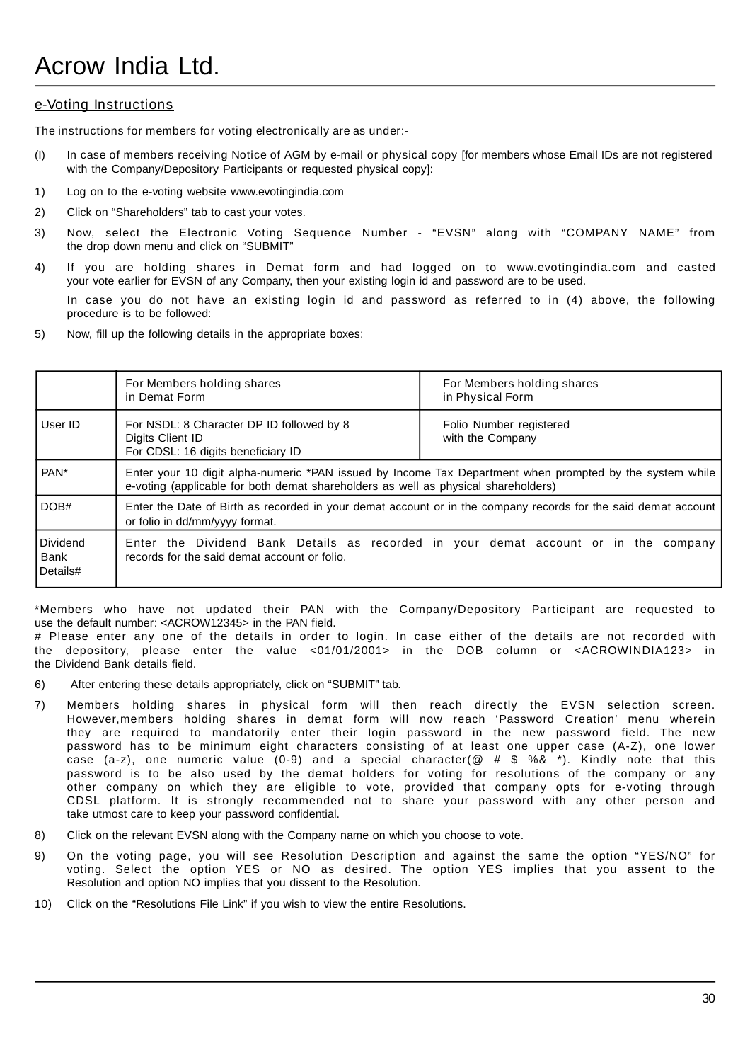# Acrow India Ltd.

## e-Voting Instructions

The instructions for members for voting electronically are as under:-

(I) In case of members receiving Notice of AGM by e-mail or physical copy [for members whose Email IDs are not registered with the Company/Depository Participants or requested physical copy]:

1) Log on to the e-voting website www.evotingindia.com

2) Click on "Shareholders" tab to cast your votes.

3) Now, select the Electronic Voting Sequence Number - "EVSN" along with "COMPANY NAME" from the drop down menu and click on "SUBMIT"

4) If you are holding shares in Demat form and had logged on to www.evotingindia.com and casted your vote earlier for EVSN of any Company, then your existing login id and password are to be used.

   In case you do not have an existing login id and password as referred to in (4) above, the following procedure is to be followed:

5) Now, fill up the following details in the appropriate boxes:

| | For Members holding shares in Demat Form | For Members holding shares in Physical Form |
|---|---|---|
| User ID | For NSDL: 8 Character DP ID followed by 8 Digits Client ID<br>For CDSL: 16 digits beneficiary ID | Folio Number registered with the Company |
| PAN* | Enter your 10 digit alpha-numeric *PAN issued by Income Tax Department when prompted by the system while e-voting (applicable for both demat shareholders as well as physical shareholders) | |
| DOB# | Enter the Date of Birth as recorded in your demat account or in the company records for the said demat account or folio in dd/mm/yyyy format. | |
| Dividend Bank Details# | Enter the Dividend Bank Details as recorded in your demat account or in the company records for the said demat account or folio. | |

*Members who have not updated their PAN with the Company/Depository Participant are requested to use the default number: <ACROW12345> in the PAN field.

# Please enter any one of the details in order to login. In case either of the details are not recorded with the depository, please enter the value <01/01/2001> in the DOB column or <ACROWINDIA123> in the Dividend Bank details field.

6) After entering these details appropriately, click on "SUBMIT" tab.

7) Members holding shares in physical form will then reach directly the EVSN selection screen. However,members holding shares in demat form will now reach 'Password Creation' menu wherein they are required to mandatorily enter their login password in the new password field. The new password has to be minimum eight characters consisting of at least one upper case (A-Z), one lower case (a-z), one numeric value (0-9) and a special character(@ # $ %& *). Kindly note that this password is to be also used by the demat holders for voting for resolutions of the company or any other company on which they are eligible to vote, provided that company opts for e-voting through CDSL platform. It is strongly recommended not to share your password with any other person and take utmost care to keep your password confidential.

8) Click on the relevant EVSN along with the Company name on which you choose to vote.

9) On the voting page, you will see Resolution Description and against the same the option "YES/NO" for voting. Select the option YES or NO as desired. The option YES implies that you assent to the Resolution and option NO implies that you dissent to the Resolution.

10) Click on the "Resolutions File Link" if you wish to view the entire Resolutions.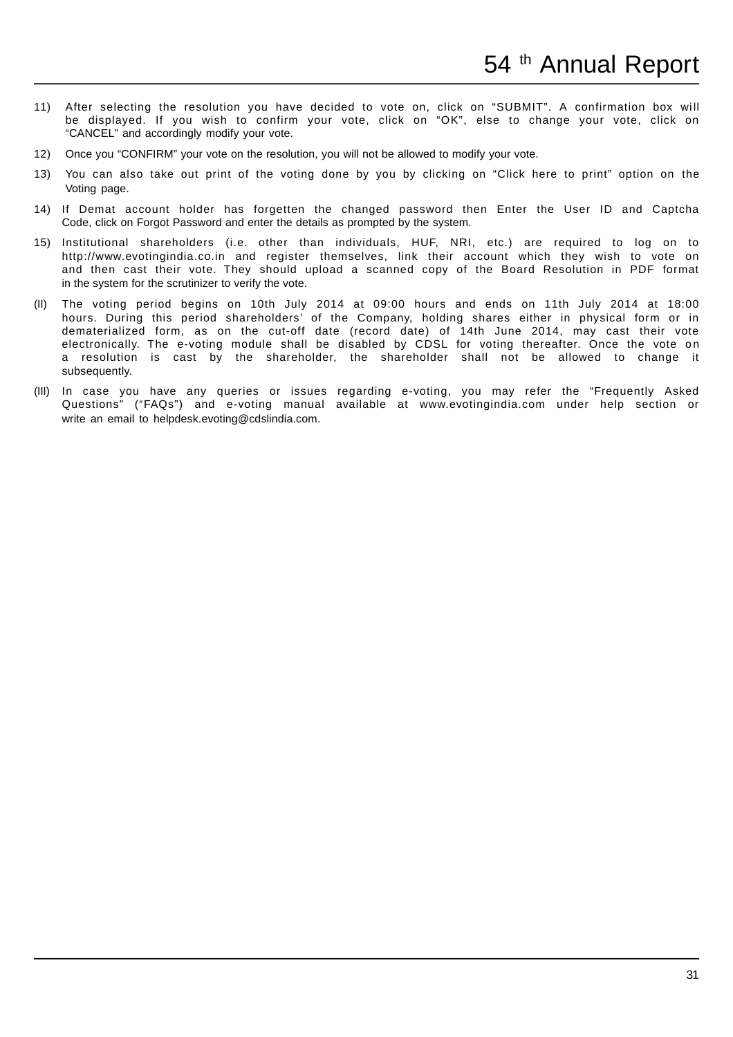11) After selecting the resolution you have decided to vote on, click on "SUBMIT". A confirmation box will be displayed. If you wish to confirm your vote, click on "OK", else to change your vote, click on "CANCEL" and accordingly modify your vote.

12) Once you "CONFIRM" your vote on the resolution, you will not be allowed to modify your vote.

13) You can also take out print of the voting done by you by clicking on "Click here to print" option on the Voting page.

14) If Demat account holder has forgetten the changed password then Enter the User ID and Captcha Code, click on Forgot Password and enter the details as prompted by the system.

15) Institutional shareholders (i.e. other than individuals, HUF, NRI, etc.) are required to log on to http://www.evotingindia.co.in and register themselves, link their account which they wish to vote on and then cast their vote. They should upload a scanned copy of the Board Resolution in PDF format in the system for the scrutinizer to verify the vote.

(II) The voting period begins on 10th July 2014 at 09:00 hours and ends on 11th July 2014 at 18:00 hours. During this period shareholders' of the Company, holding shares either in physical form or in dematerialized form, as on the cut-off date (record date) of 14th June 2014, may cast their vote electronically. The e-voting module shall be disabled by CDSL for voting thereafter. Once the vote on a resolution is cast by the shareholder, the shareholder shall not be allowed to change it subsequently.

(III) In case you have any queries or issues regarding e-voting, you may refer the "Frequently Asked Questions" ("FAQs") and e-voting manual available at www.evotingindia.com under help section or write an email to helpdesk.evoting@cdslindia.com.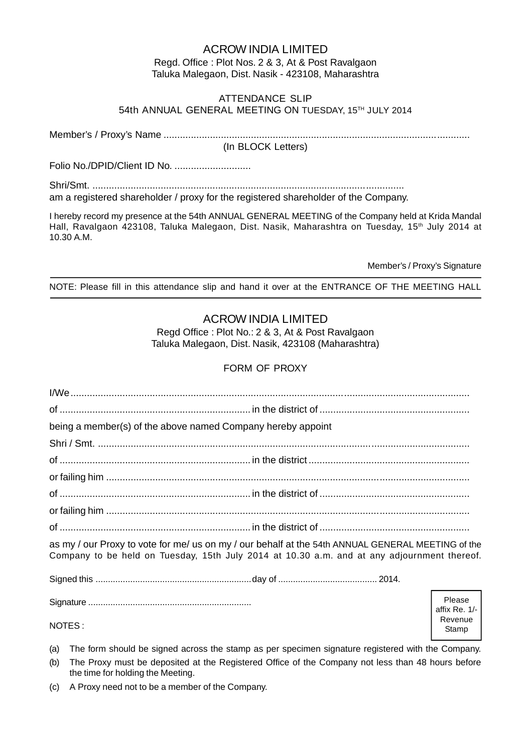# ACROW INDIA LIMITED

Regd. Office : Plot Nos. 2 & 3, At & Post Ravalgaon
Taluka Malegaon, Dist. Nasik - 423108, Maharashtra

## ATTENDANCE SLIP

## 54th ANNUAL GENERAL MEETING ON TUESDAY, 15TH JULY 2014

Member's / Proxy's Name ...............................................................................................................
(In BLOCK Letters)

Folio No./DPID/Client ID No. ............................

Shri/Smt. ..................................................................................................................
am a registered shareholder / proxy for the registered shareholder of the Company.

I hereby record my presence at the 54th ANNUAL GENERAL MEETING of the Company held at Krida Mandal Hall, Ravalgaon 423108, Taluka Malegaon, Dist. Nasik, Maharashtra on Tuesday, 15th July 2014 at 10.30 A.M.

Member's / Proxy's Signature

NOTE: Please fill in this attendance slip and hand it over at the ENTRANCE OF THE MEETING HALL

---

# ACROW INDIA LIMITED

Regd Office : Plot No.: 2 & 3, At & Post Ravalgaon
Taluka Malegaon, Dist. Nasik, 423108 (Maharashtra)

## FORM OF PROXY

I/We.................................................................................................................................................

of ..................................................................... in the district of ......................................................

being a member(s) of the above named Company hereby appoint

Shri / Smt. .......................................................................................................................................

of ..................................................................... in the district ..........................................................

or failing him ...................................................................................................................................

of ..................................................................... in the district of ......................................................

or failing him ...................................................................................................................................

of ..................................................................... in the district of ......................................................

as my / our Proxy to vote for me/ us on my / our behalf at the 54th ANNUAL GENERAL MEETING of the Company to be held on Tuesday, 15th July 2014 at 10.30 a.m. and at any adjournment thereof.

Signed this .............................................................day of ....................................... 2014.

Signature ................................................................

Please affix Re. 1/- Revenue Stamp

NOTES :

(a) The form should be signed across the stamp as per specimen signature registered with the Company.

(b) The Proxy must be deposited at the Registered Office of the Company not less than 48 hours before the time for holding the Meeting.

(c) A Proxy need not to be a member of the Company.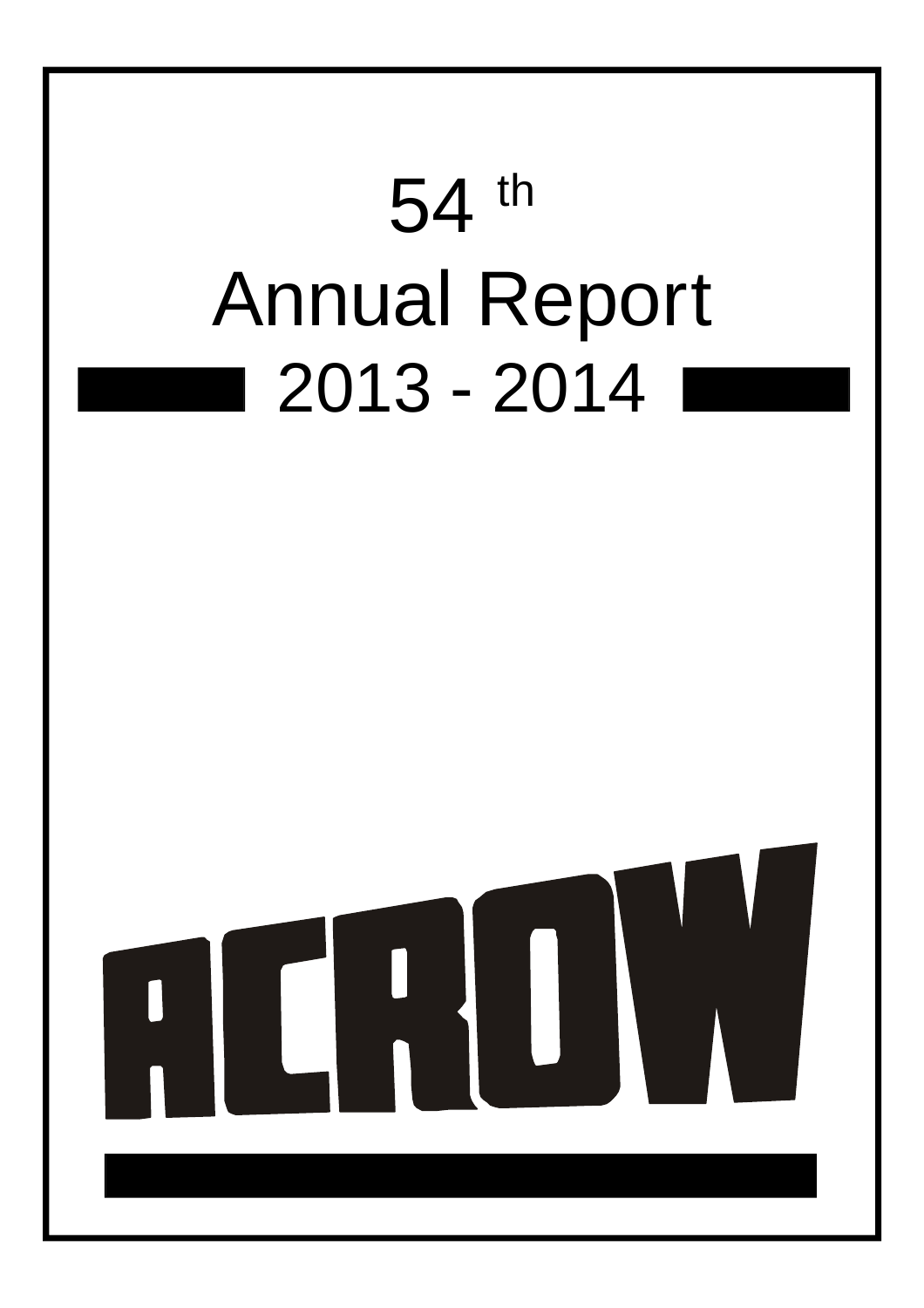# 54 th

# Annual Report

## 2013 - 2014

ACROW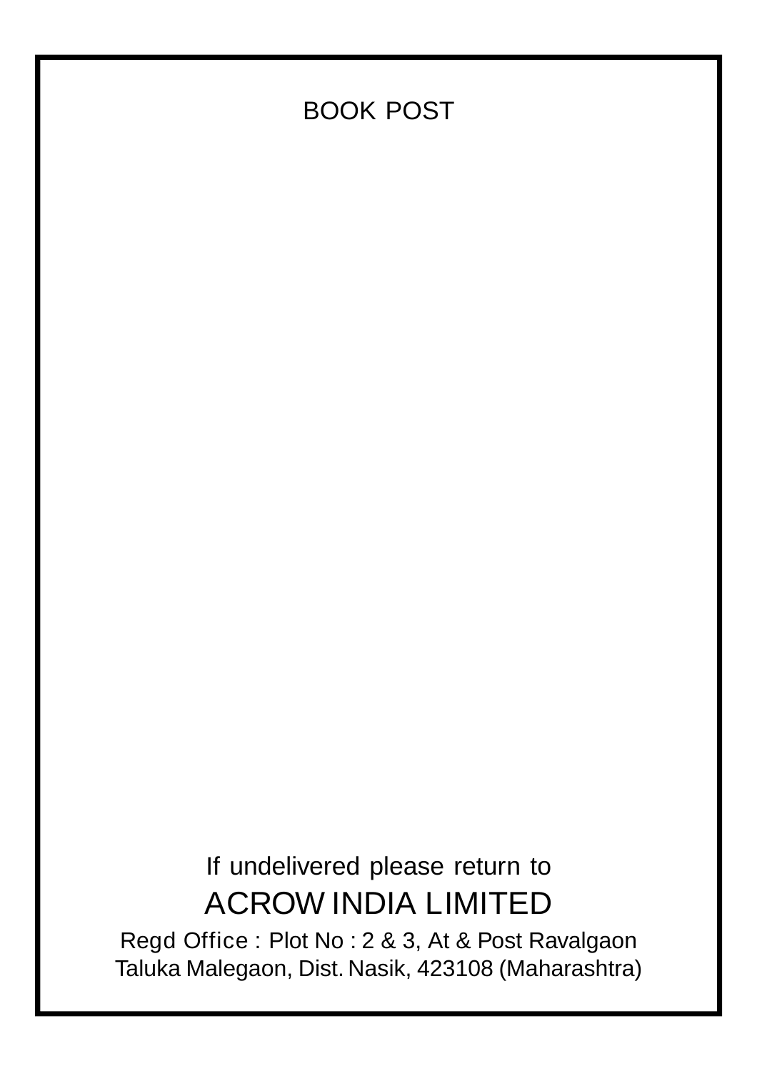BOOK POST

If undelivered please return to

## ACROW INDIA LIMITED

Regd Office : Plot No : 2 & 3, At & Post Ravalgaon
Taluka Malegaon, Dist. Nasik, 423108 (Maharashtra)